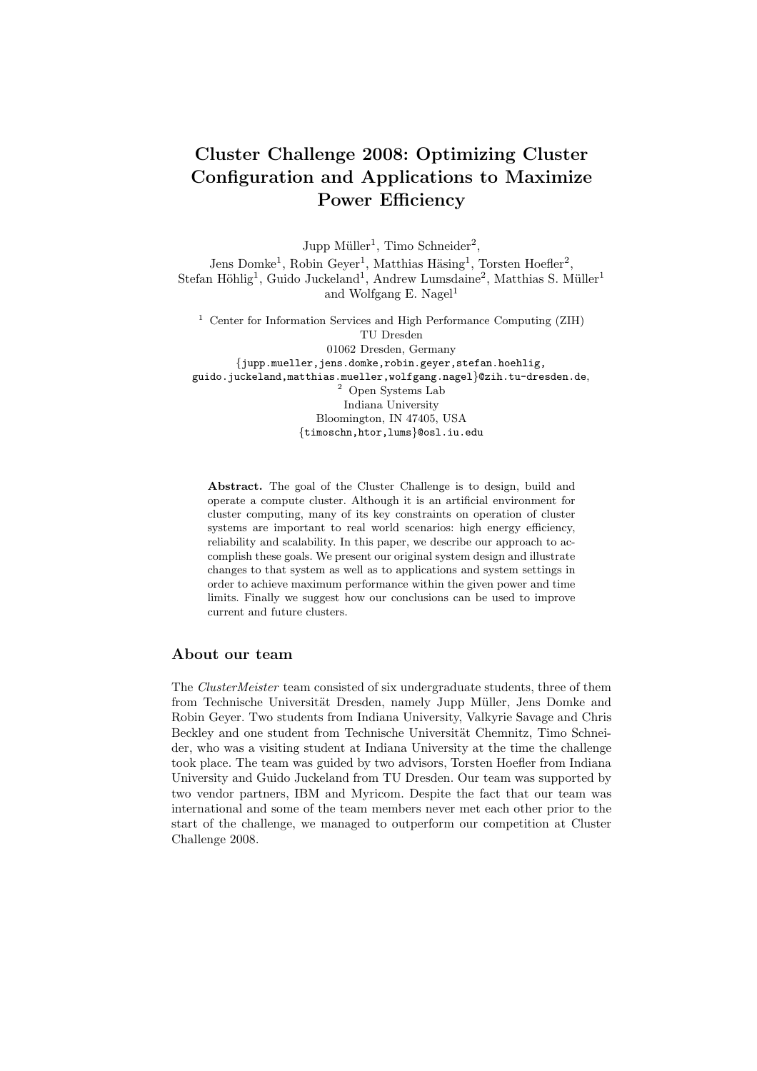# Cluster Challenge 2008: Optimizing Cluster Configuration and Applications to Maximize Power Efficiency

Jupp Müller[1], Timo Schneider[2],
Jens Domke[1], Robin Geyer[1], Matthias Häsing[1], Torsten Hoefler[2],
Stefan Höhlig[1], Guido Juckeland[1], Andrew Lumsdaine[2], Matthias S. Müller[1]
and Wolfgang E. Nagel[1]

[1] Center for Information Services and High Performance Computing (ZIH)
TU Dresden
01062 Dresden, Germany
{jupp.mueller,jens.domke,robin.geyer,stefan.hoehlig,
guido.juckeland,matthias.mueller,wolfgang.nagel}@zih.tu-dresden.de,
[2] Open Systems Lab
Indiana University
Bloomington, IN 47405, USA
{timoschn,htor,lums}@osl.iu.edu

**Abstract.** The goal of the Cluster Challenge is to design, build and operate a compute cluster. Although it is an artificial environment for cluster computing, many of its key constraints on operation of cluster systems are important to real world scenarios: high energy efficiency, reliability and scalability. In this paper, we describe our approach to accomplish these goals. We present our original system design and illustrate changes to that system as well as to applications and system settings in order to achieve maximum performance within the given power and time limits. Finally we suggest how our conclusions can be used to improve current and future clusters.

## About our team

The *ClusterMeister* team consisted of six undergraduate students, three of them from Technische Universität Dresden, namely Jupp Müller, Jens Domke and Robin Geyer. Two students from Indiana University, Valkyrie Savage and Chris Beckley and one student from Technische Universität Chemnitz, Timo Schneider, who was a visiting student at Indiana University at the time the challenge took place. The team was guided by two advisors, Torsten Hoefler from Indiana University and Guido Juckeland from TU Dresden. Our team was supported by two vendor partners, IBM and Myricom. Despite the fact that our team was international and some of the team members never met each other prior to the start of the challenge, we managed to outperform our competition at Cluster Challenge 2008.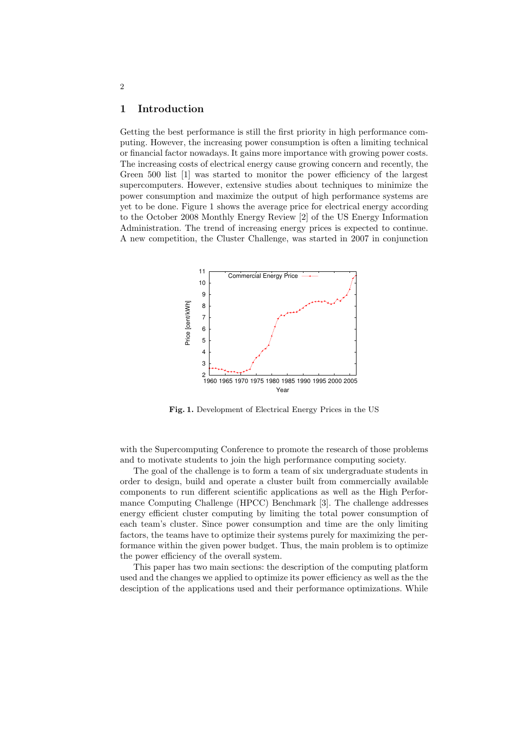## 1 Introduction

Getting the best performance is still the first priority in high performance computing. However, the increasing power consumption is often a limiting technical or financial factor nowadays. It gains more importance with growing power costs. The increasing costs of electrical energy cause growing concern and recently, the Green 500 list [1] was started to monitor the power efficiency of the largest supercomputers. However, extensive studies about techniques to minimize the power consumption and maximize the output of high performance systems are yet to be done. Figure 1 shows the average price for electrical energy according to the October 2008 Monthly Energy Review [2] of the US Energy Information Administration. The trend of increasing energy prices is expected to continue. A new competition, the Cluster Challenge, was started in 2007 in conjunction with the Supercomputing Conference to promote the research of those problems and to motivate students to join the high performance computing society.

**Fig. 1.** Development of Electrical Energy Prices in the US

The goal of the challenge is to form a team of six undergraduate students in order to design, build and operate a cluster built from commercially available components to run different scientific applications as well as the High Performance Computing Challenge (HPCC) Benchmark [3]. The challenge addresses energy efficient cluster computing by limiting the total power consumption of each team's cluster. Since power consumption and time are the only limiting factors, the teams have to optimize their systems purely for maximizing the performance within the given power budget. Thus, the main problem is to optimize the power efficiency of the overall system.

This paper has two main sections: the description of the computing platform used and the changes we applied to optimize its power efficiency as well as the the desciption of the applications used and their performance optimizations. While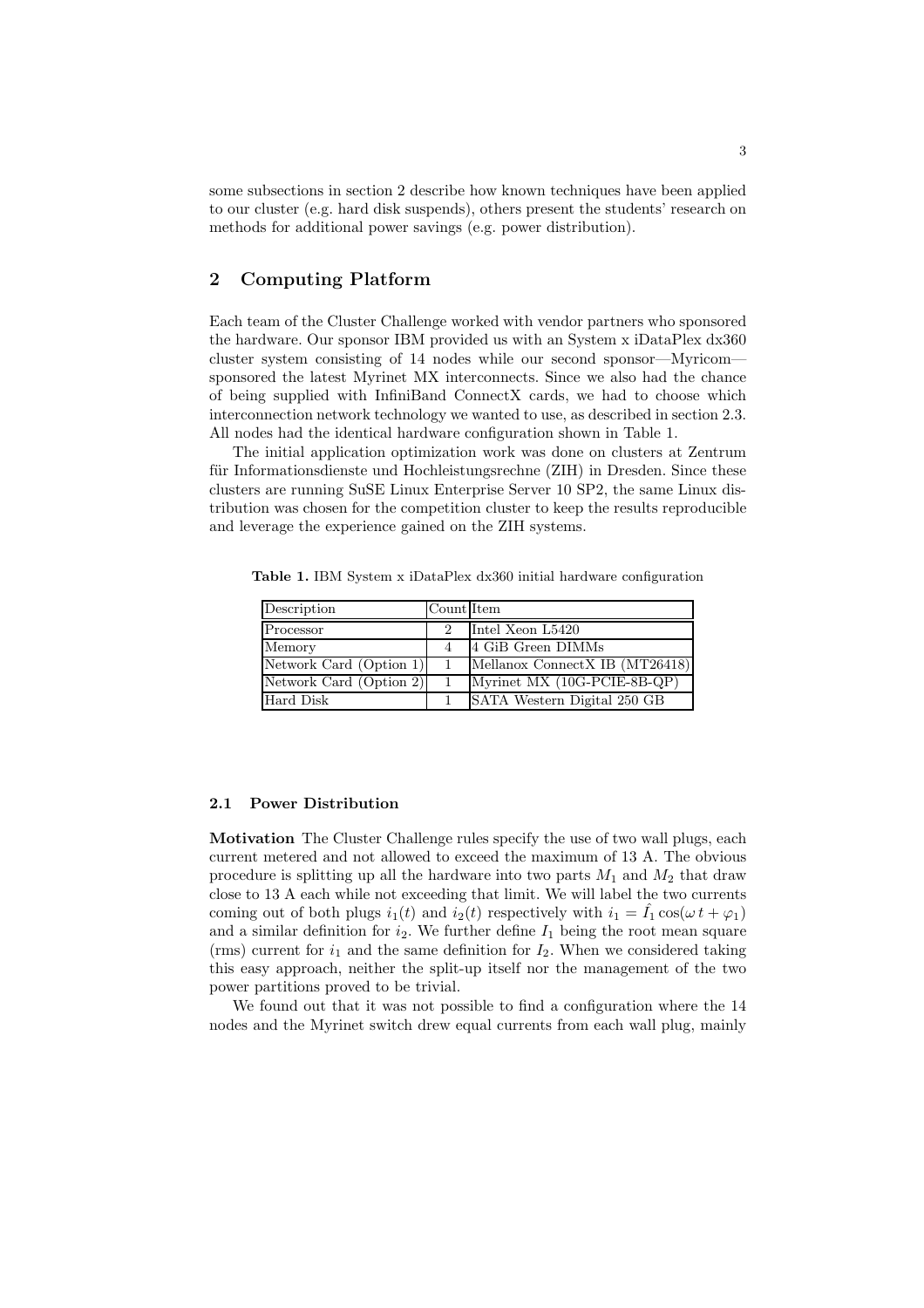some subsections in section 2 describe how known techniques have been applied to our cluster (e.g. hard disk suspends), others present the students' research on methods for additional power savings (e.g. power distribution).

## 2 Computing Platform

Each team of the Cluster Challenge worked with vendor partners who sponsored the hardware. Our sponsor IBM provided us with an System x iDataPlex dx360 cluster system consisting of 14 nodes while our second sponsor—Myricom—sponsored the latest Myrinet MX interconnects. Since we also had the chance of being supplied with InfiniBand ConnectX cards, we had to choose which interconnection network technology we wanted to use, as described in section 2.3. All nodes had the identical hardware configuration shown in Table 1.

The initial application optimization work was done on clusters at Zentrum für Informationsdienste und Hochleistungsrechne (ZIH) in Dresden. Since these clusters are running SuSE Linux Enterprise Server 10 SP2, the same Linux distribution was chosen for the competition cluster to keep the results reproducible and leverage the experience gained on the ZIH systems.

**Table 1.** IBM System x iDataPlex dx360 initial hardware configuration

| Description | Count | Item |
|---|---|---|
| Processor | 2 | Intel Xeon L5420 |
| Memory | 4 | 4 GiB Green DIMMs |
| Network Card (Option 1) | 1 | Mellanox ConnectX IB (MT26418) |
| Network Card (Option 2) | 1 | Myrinet MX (10G-PCIE-8B-QP) |
| Hard Disk | 1 | SATA Western Digital 250 GB |

### 2.1 Power Distribution

**Motivation** The Cluster Challenge rules specify the use of two wall plugs, each current metered and not allowed to exceed the maximum of 13 A. The obvious procedure is splitting up all the hardware into two parts $M_1$ and $M_2$ that draw close to 13 A each while not exceeding that limit. We will label the two currents coming out of both plugs $i_1(t)$ and $i_2(t)$ respectively with $i_1 = \hat{I}_1 \cos(\omega\, t + \varphi_1)$ and a similar definition for $i_2$. We further define $I_1$ being the root mean square (rms) current for $i_1$ and the same definition for $I_2$. When we considered taking this easy approach, neither the split-up itself nor the management of the two power partitions proved to be trivial.

We found out that it was not possible to find a configuration where the 14 nodes and the Myrinet switch drew equal currents from each wall plug, mainly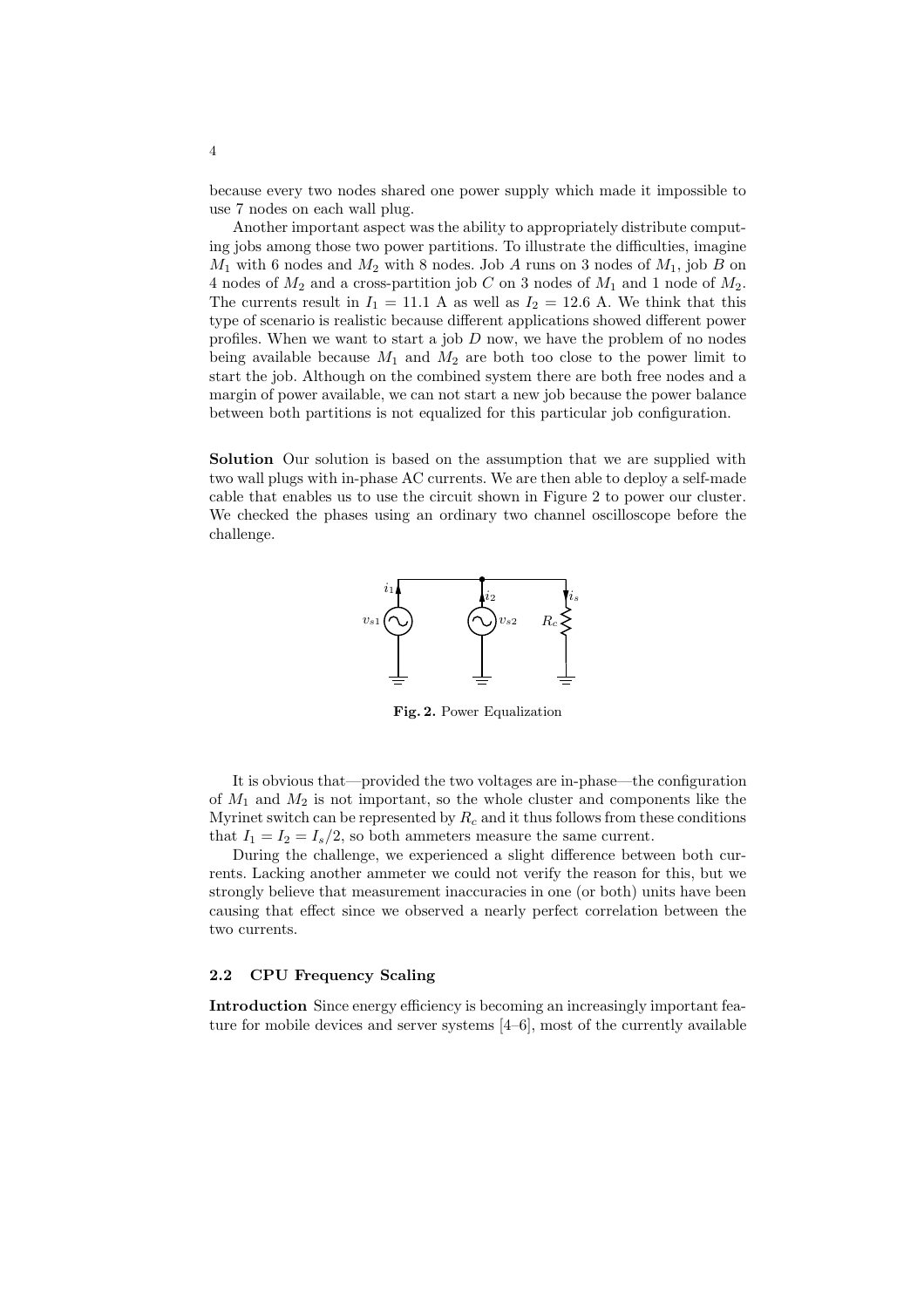because every two nodes shared one power supply which made it impossible to use 7 nodes on each wall plug.

Another important aspect was the ability to appropriately distribute computing jobs among those two power partitions. To illustrate the difficulties, imagine $M_1$ with 6 nodes and $M_2$ with 8 nodes. Job $A$ runs on 3 nodes of $M_1$, job $B$ on 4 nodes of $M_2$ and a cross-partition job $C$ on 3 nodes of $M_1$ and 1 node of $M_2$. The currents result in $I_1 = 11.1$ A as well as $I_2 = 12.6$ A. We think that this type of scenario is realistic because different applications showed different power profiles. When we want to start a job $D$ now, we have the problem of no nodes being available because $M_1$ and $M_2$ are both too close to the power limit to start the job. Although on the combined system there are both free nodes and a margin of power available, we can not start a new job because the power balance between both partitions is not equalized for this particular job configuration.

**Solution** Our solution is based on the assumption that we are supplied with two wall plugs with in-phase AC currents. We are then able to deploy a self-made cable that enables us to use the circuit shown in Figure 2 to power our cluster. We checked the phases using an ordinary two channel oscilloscope before the challenge.

**Fig. 2.** Power Equalization

It is obvious that—provided the two voltages are in-phase—the configuration of $M_1$ and $M_2$ is not important, so the whole cluster and components like the Myrinet switch can be represented by $R_c$ and it thus follows from these conditions that $I_1 = I_2 = I_s/2$, so both ammeters measure the same current.

During the challenge, we experienced a slight difference between both currents. Lacking another ammeter we could not verify the reason for this, but we strongly believe that measurement inaccuracies in one (or both) units have been causing that effect since we observed a nearly perfect correlation between the two currents.

### 2.2 CPU Frequency Scaling

**Introduction** Since energy efficiency is becoming an increasingly important feature for mobile devices and server systems [4–6], most of the currently available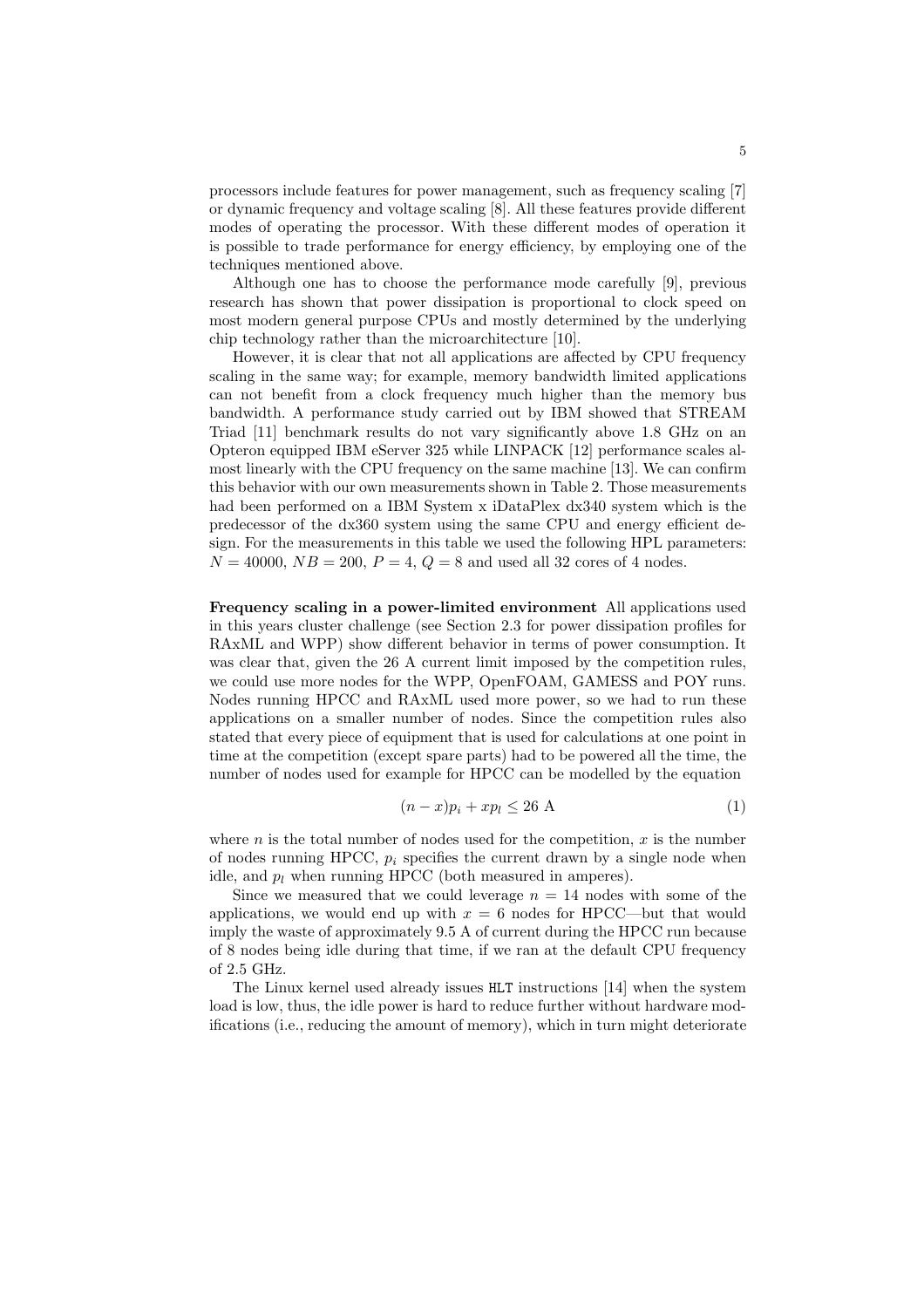processors include features for power management, such as frequency scaling [7] or dynamic frequency and voltage scaling [8]. All these features provide different modes of operating the processor. With these different modes of operation it is possible to trade performance for energy efficiency, by employing one of the techniques mentioned above.

Although one has to choose the performance mode carefully [9], previous research has shown that power dissipation is proportional to clock speed on most modern general purpose CPUs and mostly determined by the underlying chip technology rather than the microarchitecture [10].

However, it is clear that not all applications are affected by CPU frequency scaling in the same way; for example, memory bandwidth limited applications can not benefit from a clock frequency much higher than the memory bus bandwidth. A performance study carried out by IBM showed that STREAM Triad [11] benchmark results do not vary significantly above 1.8 GHz on an Opteron equipped IBM eServer 325 while LINPACK [12] performance scales almost linearly with the CPU frequency on the same machine [13]. We can confirm this behavior with our own measurements shown in Table 2. Those measurements had been performed on a IBM System x iDataPlex dx340 system which is the predecessor of the dx360 system using the same CPU and energy efficient design. For the measurements in this table we used the following HPL parameters: $N = 40000$, $NB = 200$, $P = 4$, $Q = 8$ and used all 32 cores of 4 nodes.

**Frequency scaling in a power-limited environment** All applications used in this years cluster challenge (see Section 2.3 for power dissipation profiles for RAxML and WPP) show different behavior in terms of power consumption. It was clear that, given the 26 A current limit imposed by the competition rules, we could use more nodes for the WPP, OpenFOAM, GAMESS and POY runs. Nodes running HPCC and RAxML used more power, so we had to run these applications on a smaller number of nodes. Since the competition rules also stated that every piece of equipment that is used for calculations at one point in time at the competition (except spare parts) had to be powered all the time, the number of nodes used for example for HPCC can be modelled by the equation

$$(n - x)p_i + xp_l \leq 26 \text{ A} \tag{1}$$

where $n$ is the total number of nodes used for the competition, $x$ is the number of nodes running HPCC, $p_i$ specifies the current drawn by a single node when idle, and $p_l$ when running HPCC (both measured in amperes).

Since we measured that we could leverage $n = 14$ nodes with some of the applications, we would end up with $x = 6$ nodes for HPCC—but that would imply the waste of approximately 9.5 A of current during the HPCC run because of 8 nodes being idle during that time, if we ran at the default CPU frequency of 2.5 GHz.

The Linux kernel used already issues `HLT` instructions [14] when the system load is low, thus, the idle power is hard to reduce further without hardware modifications (i.e., reducing the amount of memory), which in turn might deteriorate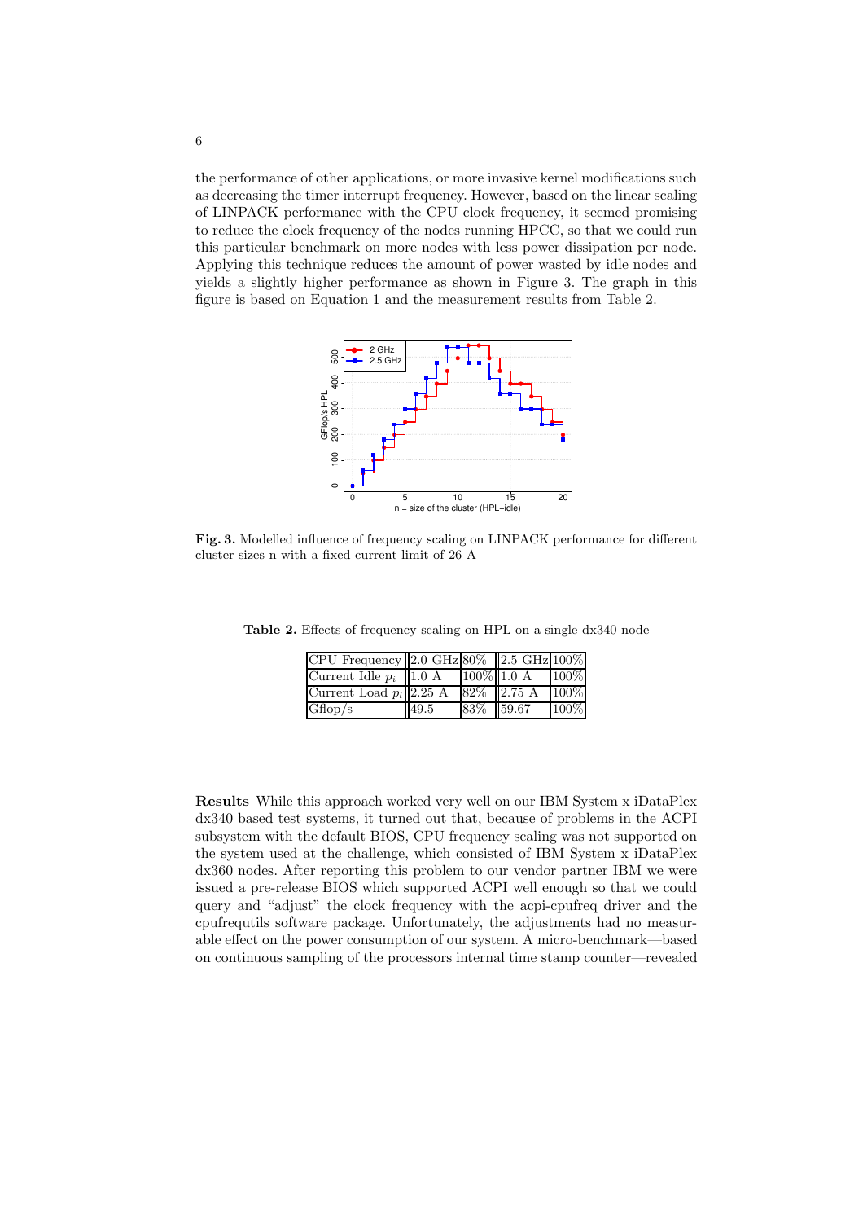the performance of other applications, or more invasive kernel modifications such as decreasing the timer interrupt frequency. However, based on the linear scaling of LINPACK performance with the CPU clock frequency, it seemed promising to reduce the clock frequency of the nodes running HPCC, so that we could run this particular benchmark on more nodes with less power dissipation per node. Applying this technique reduces the amount of power wasted by idle nodes and yields a slightly higher performance as shown in Figure 3. The graph in this figure is based on Equation 1 and the measurement results from Table 2.

**Fig. 3.** Modelled influence of frequency scaling on LINPACK performance for different cluster sizes n with a fixed current limit of 26 A

**Table 2.** Effects of frequency scaling on HPL on a single dx340 node

| CPU Frequency | 2.0 GHz | 80% | 2.5 GHz | 100% |
|---|---|---|---|---|
| Current Idle $p_i$ | 1.0 A | 100% | 1.0 A | 100% |
| Current Load $p_l$ | 2.25 A | 82% | 2.75 A | 100% |
| Gflop/s | 49.5 | 83% | 59.67 | 100% |

**Results** While this approach worked very well on our IBM System x iDataPlex dx340 based test systems, it turned out that, because of problems in the ACPI subsystem with the default BIOS, CPU frequency scaling was not supported on the system used at the challenge, which consisted of IBM System x iDataPlex dx360 nodes. After reporting this problem to our vendor partner IBM we were issued a pre-release BIOS which supported ACPI well enough so that we could query and "adjust" the clock frequency with the acpi-cpufreq driver and the cpufrequtils software package. Unfortunately, the adjustments had no measurable effect on the power consumption of our system. A micro-benchmark—based on continuous sampling of the processors internal time stamp counter—revealed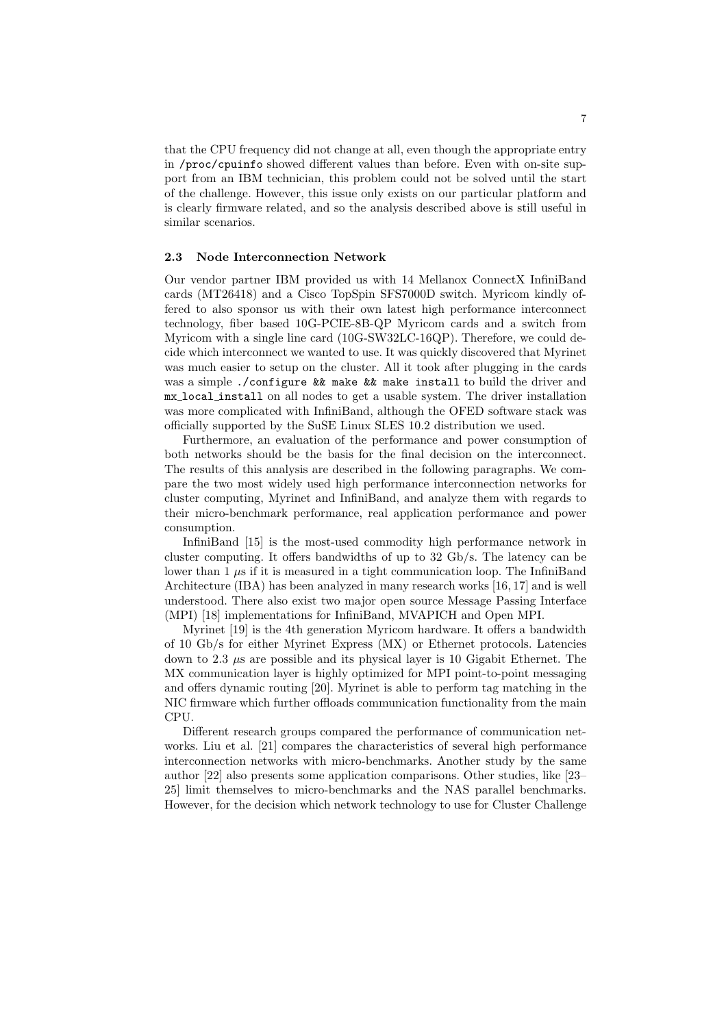that the CPU frequency did not change at all, even though the appropriate entry in `/proc/cpuinfo` showed different values than before. Even with on-site support from an IBM technician, this problem could not be solved until the start of the challenge. However, this issue only exists on our particular platform and is clearly firmware related, and so the analysis described above is still useful in similar scenarios.

### 2.3 Node Interconnection Network

Our vendor partner IBM provided us with 14 Mellanox ConnectX InfiniBand cards (MT26418) and a Cisco TopSpin SFS7000D switch. Myricom kindly offered to also sponsor us with their own latest high performance interconnect technology, fiber based 10G-PCIE-8B-QP Myricom cards and a switch from Myricom with a single line card (10G-SW32LC-16QP). Therefore, we could decide which interconnect we wanted to use. It was quickly discovered that Myrinet was much easier to setup on the cluster. All it took after plugging in the cards was a simple `./configure && make && make install` to build the driver and `mx_local_install` on all nodes to get a usable system. The driver installation was more complicated with InfiniBand, although the OFED software stack was officially supported by the SuSE Linux SLES 10.2 distribution we used.

Furthermore, an evaluation of the performance and power consumption of both networks should be the basis for the final decision on the interconnect. The results of this analysis are described in the following paragraphs. We compare the two most widely used high performance interconnection networks for cluster computing, Myrinet and InfiniBand, and analyze them with regards to their micro-benchmark performance, real application performance and power consumption.

InfiniBand [15] is the most-used commodity high performance network in cluster computing. It offers bandwidths of up to 32 Gb/s. The latency can be lower than 1 $\mu$s if it is measured in a tight communication loop. The InfiniBand Architecture (IBA) has been analyzed in many research works [16, 17] and is well understood. There also exist two major open source Message Passing Interface (MPI) [18] implementations for InfiniBand, MVAPICH and Open MPI.

Myrinet [19] is the 4th generation Myricom hardware. It offers a bandwidth of 10 Gb/s for either Myrinet Express (MX) or Ethernet protocols. Latencies down to 2.3 $\mu$s are possible and its physical layer is 10 Gigabit Ethernet. The MX communication layer is highly optimized for MPI point-to-point messaging and offers dynamic routing [20]. Myrinet is able to perform tag matching in the NIC firmware which further offloads communication functionality from the main CPU.

Different research groups compared the performance of communication networks. Liu et al. [21] compares the characteristics of several high performance interconnection networks with micro-benchmarks. Another study by the same author [22] also presents some application comparisons. Other studies, like [23–25] limit themselves to micro-benchmarks and the NAS parallel benchmarks. However, for the decision which network technology to use for Cluster Challenge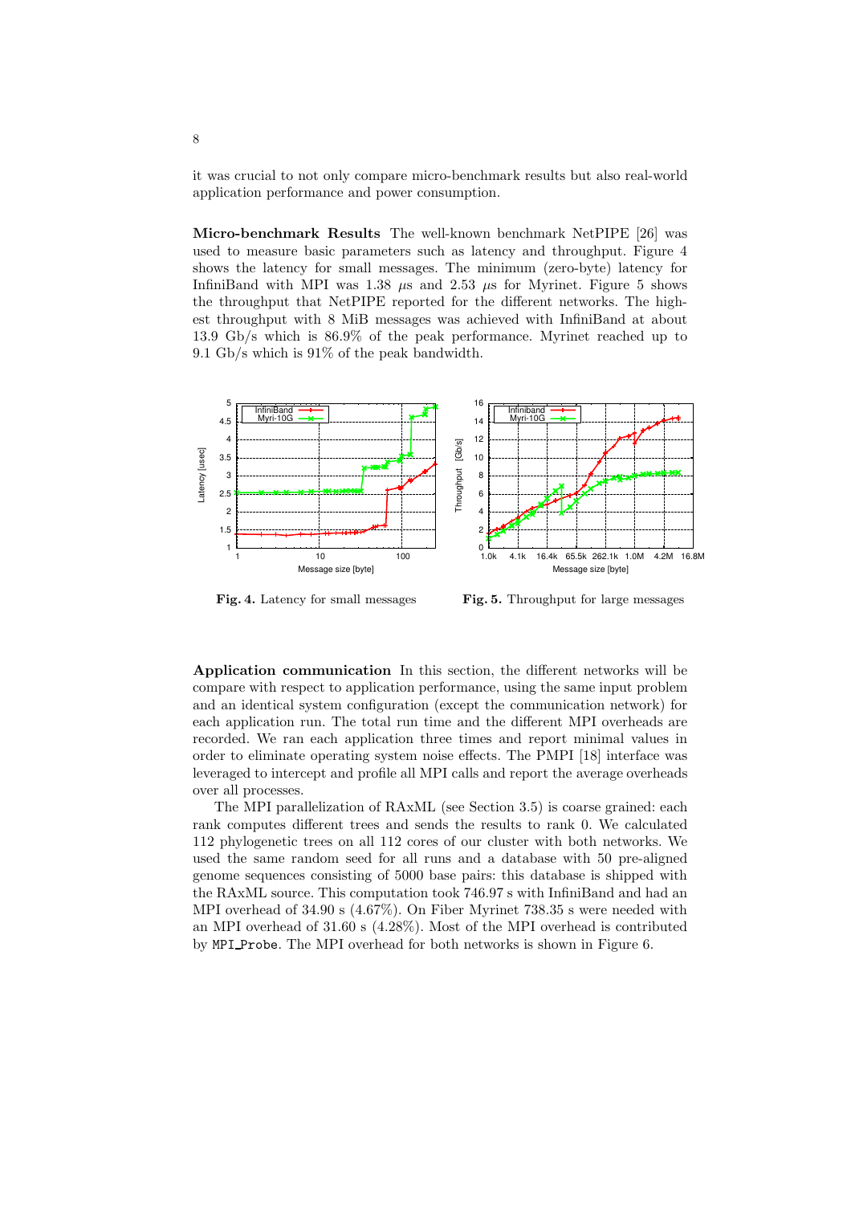it was crucial to not only compare micro-benchmark results but also real-world application performance and power consumption.

**Micro-benchmark Results** The well-known benchmark NetPIPE [26] was used to measure basic parameters such as latency and throughput. Figure 4 shows the latency for small messages. The minimum (zero-byte) latency for InfiniBand with MPI was 1.38 $\mu s$ and 2.53 $\mu s$ for Myrinet. Figure 5 shows the throughput that NetPIPE reported for the different networks. The highest throughput with 8 MiB messages was achieved with InfiniBand at about 13.9 Gb/s which is 86.9% of the peak performance. Myrinet reached up to 9.1 Gb/s which is 91% of the peak bandwidth.

**Fig. 4.** Latency for small messages

**Fig. 5.** Throughput for large messages

**Application communication** In this section, the different networks will be compare with respect to application performance, using the same input problem and an identical system configuration (except the communication network) for each application run. The total run time and the different MPI overheads are recorded. We ran each application three times and report minimal values in order to eliminate operating system noise effects. The PMPI [18] interface was leveraged to intercept and profile all MPI calls and report the average overheads over all processes.

The MPI parallelization of RAxML (see Section 3.5) is coarse grained: each rank computes different trees and sends the results to rank 0. We calculated 112 phylogenetic trees on all 112 cores of our cluster with both networks. We used the same random seed for all runs and a database with 50 pre-aligned genome sequences consisting of 5000 base pairs: this database is shipped with the RAxML source. This computation took 746.97 s with InfiniBand and had an MPI overhead of 34.90 s (4.67%). On Fiber Myrinet 738.35 s were needed with an MPI overhead of 31.60 s (4.28%). Most of the MPI overhead is contributed by `MPI_Probe`. The MPI overhead for both networks is shown in Figure 6.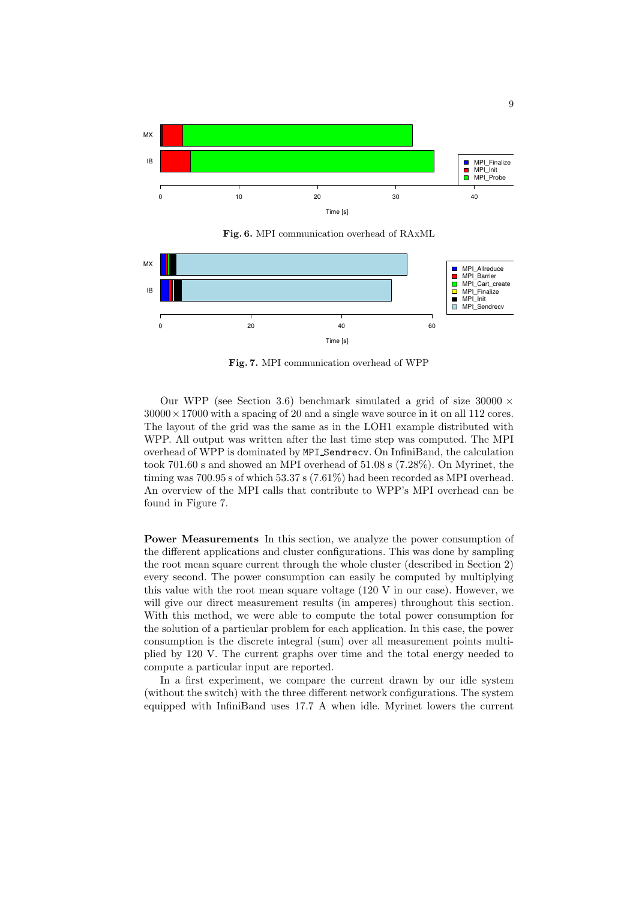**Fig. 6.** MPI communication overhead of RAxML

**Fig. 7.** MPI communication overhead of WPP

Our WPP (see Section 3.6) benchmark simulated a grid of size $30000 \times 30000 \times 17000$ with a spacing of 20 and a single wave source in it on all 112 cores. The layout of the grid was the same as in the LOH1 example distributed with WPP. All output was written after the last time step was computed. The MPI overhead of WPP is dominated by `MPI_Sendrecv`. On InfiniBand, the calculation took 701.60 s and showed an MPI overhead of 51.08 s (7.28%). On Myrinet, the timing was 700.95 s of which 53.37 s (7.61%) had been recorded as MPI overhead. An overview of the MPI calls that contribute to WPP's MPI overhead can be found in Figure 7.

**Power Measurements** In this section, we analyze the power consumption of the different applications and cluster configurations. This was done by sampling the root mean square current through the whole cluster (described in Section 2) every second. The power consumption can easily be computed by multiplying this value with the root mean square voltage (120 V in our case). However, we will give our direct measurement results (in amperes) throughout this section. With this method, we were able to compute the total power consumption for the solution of a particular problem for each application. In this case, the power consumption is the discrete integral (sum) over all measurement points multiplied by 120 V. The current graphs over time and the total energy needed to compute a particular input are reported.

In a first experiment, we compare the current drawn by our idle system (without the switch) with the three different network configurations. The system equipped with InfiniBand uses 17.7 A when idle. Myrinet lowers the current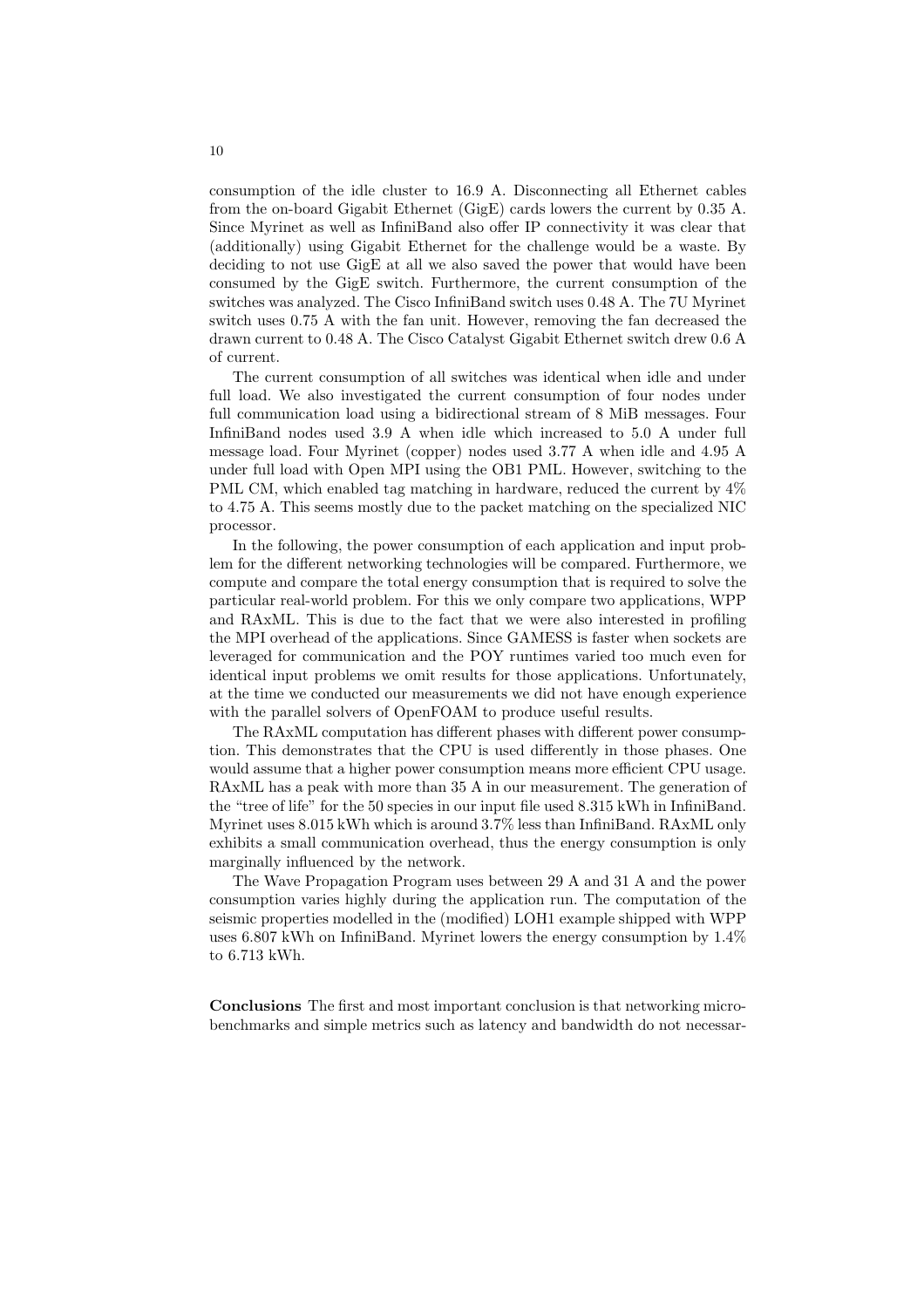consumption of the idle cluster to 16.9 A. Disconnecting all Ethernet cables from the on-board Gigabit Ethernet (GigE) cards lowers the current by 0.35 A. Since Myrinet as well as InfiniBand also offer IP connectivity it was clear that (additionally) using Gigabit Ethernet for the challenge would be a waste. By deciding to not use GigE at all we also saved the power that would have been consumed by the GigE switch. Furthermore, the current consumption of the switches was analyzed. The Cisco InfiniBand switch uses 0.48 A. The 7U Myrinet switch uses 0.75 A with the fan unit. However, removing the fan decreased the drawn current to 0.48 A. The Cisco Catalyst Gigabit Ethernet switch drew 0.6 A of current.

The current consumption of all switches was identical when idle and under full load. We also investigated the current consumption of four nodes under full communication load using a bidirectional stream of 8 MiB messages. Four InfiniBand nodes used 3.9 A when idle which increased to 5.0 A under full message load. Four Myrinet (copper) nodes used 3.77 A when idle and 4.95 A under full load with Open MPI using the OB1 PML. However, switching to the PML CM, which enabled tag matching in hardware, reduced the current by 4% to 4.75 A. This seems mostly due to the packet matching on the specialized NIC processor.

In the following, the power consumption of each application and input problem for the different networking technologies will be compared. Furthermore, we compute and compare the total energy consumption that is required to solve the particular real-world problem. For this we only compare two applications, WPP and RAxML. This is due to the fact that we were also interested in profiling the MPI overhead of the applications. Since GAMESS is faster when sockets are leveraged for communication and the POY runtimes varied too much even for identical input problems we omit results for those applications. Unfortunately, at the time we conducted our measurements we did not have enough experience with the parallel solvers of OpenFOAM to produce useful results.

The RAxML computation has different phases with different power consumption. This demonstrates that the CPU is used differently in those phases. One would assume that a higher power consumption means more efficient CPU usage. RAxML has a peak with more than 35 A in our measurement. The generation of the "tree of life" for the 50 species in our input file used 8.315 kWh in InfiniBand. Myrinet uses 8.015 kWh which is around 3.7% less than InfiniBand. RAxML only exhibits a small communication overhead, thus the energy consumption is only marginally influenced by the network.

The Wave Propagation Program uses between 29 A and 31 A and the power consumption varies highly during the application run. The computation of the seismic properties modelled in the (modified) LOH1 example shipped with WPP uses 6.807 kWh on InfiniBand. Myrinet lowers the energy consumption by 1.4% to 6.713 kWh.

**Conclusions** The first and most important conclusion is that networking microbenchmarks and simple metrics such as latency and bandwidth do not necessar-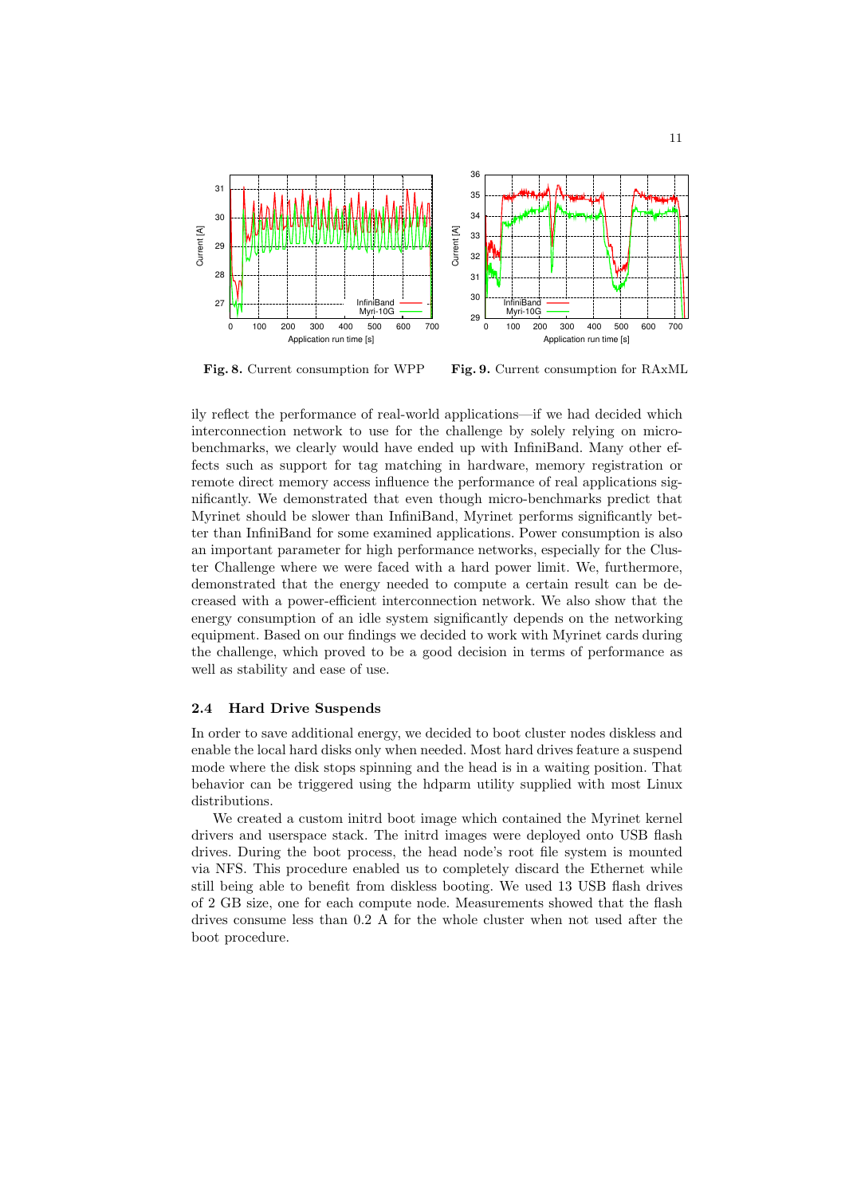Fig. 8. Current consumption for WPP

Fig. 9. Current consumption for RAxML

ily reflect the performance of real-world applications—if we had decided which interconnection network to use for the challenge by solely relying on micro-benchmarks, we clearly would have ended up with InfiniBand. Many other effects such as support for tag matching in hardware, memory registration or remote direct memory access influence the performance of real applications significantly. We demonstrated that even though micro-benchmarks predict that Myrinet should be slower than InfiniBand, Myrinet performs significantly better than InfiniBand for some examined applications. Power consumption is also an important parameter for high performance networks, especially for the Cluster Challenge where we were faced with a hard power limit. We, furthermore, demonstrated that the energy needed to compute a certain result can be decreased with a power-efficient interconnection network. We also show that the energy consumption of an idle system significantly depends on the networking equipment. Based on our findings we decided to work with Myrinet cards during the challenge, which proved to be a good decision in terms of performance as well as stability and ease of use.

### 2.4 Hard Drive Suspends

In order to save additional energy, we decided to boot cluster nodes diskless and enable the local hard disks only when needed. Most hard drives feature a suspend mode where the disk stops spinning and the head is in a waiting position. That behavior can be triggered using the hdparm utility supplied with most Linux distributions.

We created a custom initrd boot image which contained the Myrinet kernel drivers and userspace stack. The initrd images were deployed onto USB flash drives. During the boot process, the head node's root file system is mounted via NFS. This procedure enabled us to completely discard the Ethernet while still being able to benefit from diskless booting. We used 13 USB flash drives of 2 GB size, one for each compute node. Measurements showed that the flash drives consume less than 0.2 A for the whole cluster when not used after the boot procedure.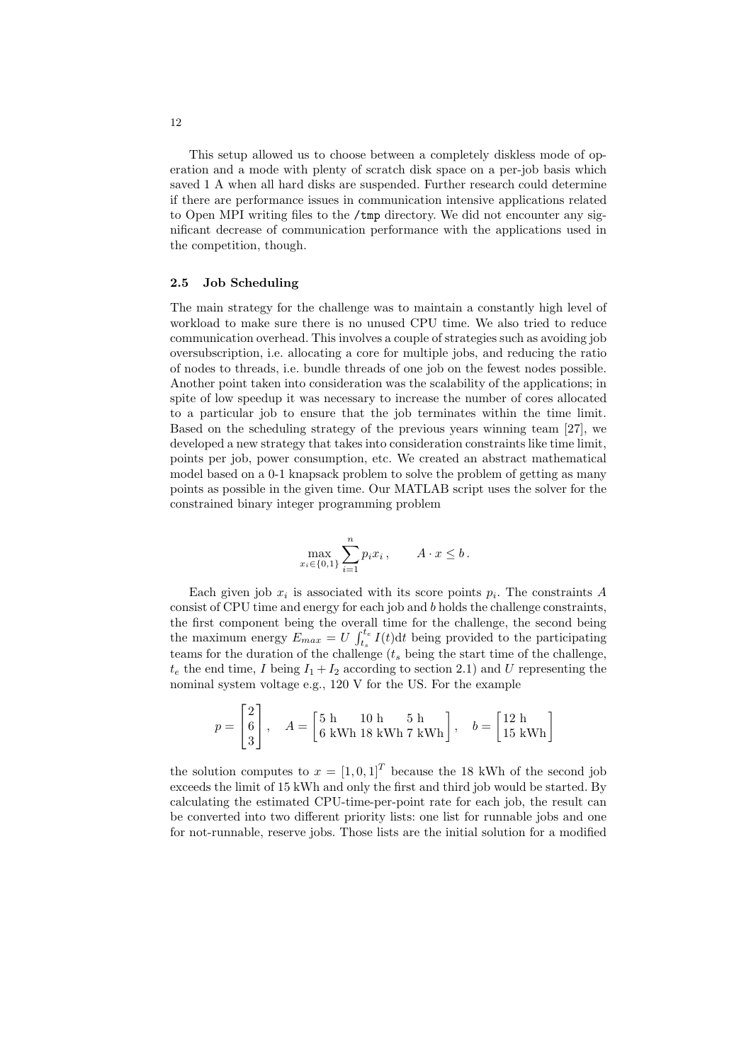This setup allowed us to choose between a completely diskless mode of operation and a mode with plenty of scratch disk space on a per-job basis which saved 1 A when all hard disks are suspended. Further research could determine if there are performance issues in communication intensive applications related to Open MPI writing files to the `/tmp` directory. We did not encounter any significant decrease of communication performance with the applications used in the competition, though.

### 2.5 Job Scheduling

The main strategy for the challenge was to maintain a constantly high level of workload to make sure there is no unused CPU time. We also tried to reduce communication overhead. This involves a couple of strategies such as avoiding job oversubscription, i.e. allocating a core for multiple jobs, and reducing the ratio of nodes to threads, i.e. bundle threads of one job on the fewest nodes possible. Another point taken into consideration was the scalability of the applications; in spite of low speedup it was necessary to increase the number of cores allocated to a particular job to ensure that the job terminates within the time limit. Based on the scheduling strategy of the previous years winning team [27], we developed a new strategy that takes into consideration constraints like time limit, points per job, power consumption, etc. We created an abstract mathematical model based on a 0-1 knapsack problem to solve the problem of getting as many points as possible in the given time. Our MATLAB script uses the solver for the constrained binary integer programming problem

$$\max_{x_i \in \{0,1\}} \sum_{i=1}^{n} p_i x_i \,, \qquad A \cdot x \leq b \,.$$

Each given job $x_i$ is associated with its score points $p_i$. The constraints $A$ consist of CPU time and energy for each job and $b$ holds the challenge constraints, the first component being the overall time for the challenge, the second being the maximum energy $E_{max} = U \int_{t_s}^{t_e} I(t)\mathrm{d}t$ being provided to the participating teams for the duration of the challenge ($t_s$ being the start time of the challenge, $t_e$ the end time, $I$ being $I_1 + I_2$ according to section 2.1) and $U$ representing the nominal system voltage e.g., 120 V for the US. For the example

$$p = \begin{bmatrix} 2 \\ 6 \\ 3 \end{bmatrix}, \quad A = \begin{bmatrix} 5\text{ h} & 10\text{ h} & 5\text{ h} \\ 6\text{ kWh} & 18\text{ kWh} & 7\text{ kWh} \end{bmatrix}, \quad b = \begin{bmatrix} 12\text{ h} \\ 15\text{ kWh} \end{bmatrix}$$

the solution computes to $x = [1, 0, 1]^T$ because the 18 kWh of the second job exceeds the limit of 15 kWh and only the first and third job would be started. By calculating the estimated CPU-time-per-point rate for each job, the result can be converted into two different priority lists: one list for runnable jobs and one for not-runnable, reserve jobs. Those lists are the initial solution for a modified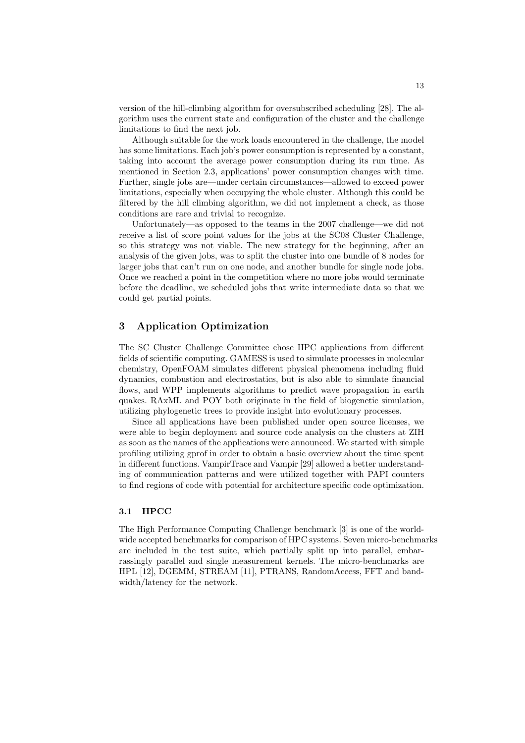version of the hill-climbing algorithm for oversubscribed scheduling [28]. The algorithm uses the current state and configuration of the cluster and the challenge limitations to find the next job.

Although suitable for the work loads encountered in the challenge, the model has some limitations. Each job's power consumption is represented by a constant, taking into account the average power consumption during its run time. As mentioned in Section 2.3, applications' power consumption changes with time. Further, single jobs are—under certain circumstances—allowed to exceed power limitations, especially when occupying the whole cluster. Although this could be filtered by the hill climbing algorithm, we did not implement a check, as those conditions are rare and trivial to recognize.

Unfortunately—as opposed to the teams in the 2007 challenge—we did not receive a list of score point values for the jobs at the SC08 Cluster Challenge, so this strategy was not viable. The new strategy for the beginning, after an analysis of the given jobs, was to split the cluster into one bundle of 8 nodes for larger jobs that can't run on one node, and another bundle for single node jobs. Once we reached a point in the competition where no more jobs would terminate before the deadline, we scheduled jobs that write intermediate data so that we could get partial points.

## 3 Application Optimization

The SC Cluster Challenge Committee chose HPC applications from different fields of scientific computing. GAMESS is used to simulate processes in molecular chemistry, OpenFOAM simulates different physical phenomena including fluid dynamics, combustion and electrostatics, but is also able to simulate financial flows, and WPP implements algorithms to predict wave propagation in earth quakes. RAxML and POY both originate in the field of biogenetic simulation, utilizing phylogenetic trees to provide insight into evolutionary processes.

Since all applications have been published under open source licenses, we were able to begin deployment and source code analysis on the clusters at ZIH as soon as the names of the applications were announced. We started with simple profiling utilizing gprof in order to obtain a basic overview about the time spent in different functions. VampirTrace and Vampir [29] allowed a better understanding of communication patterns and were utilized together with PAPI counters to find regions of code with potential for architecture specific code optimization.

### 3.1 HPCC

The High Performance Computing Challenge benchmark [3] is one of the worldwide accepted benchmarks for comparison of HPC systems. Seven micro-benchmarks are included in the test suite, which partially split up into parallel, embarrassingly parallel and single measurement kernels. The micro-benchmarks are HPL [12], DGEMM, STREAM [11], PTRANS, RandomAccess, FFT and bandwidth/latency for the network.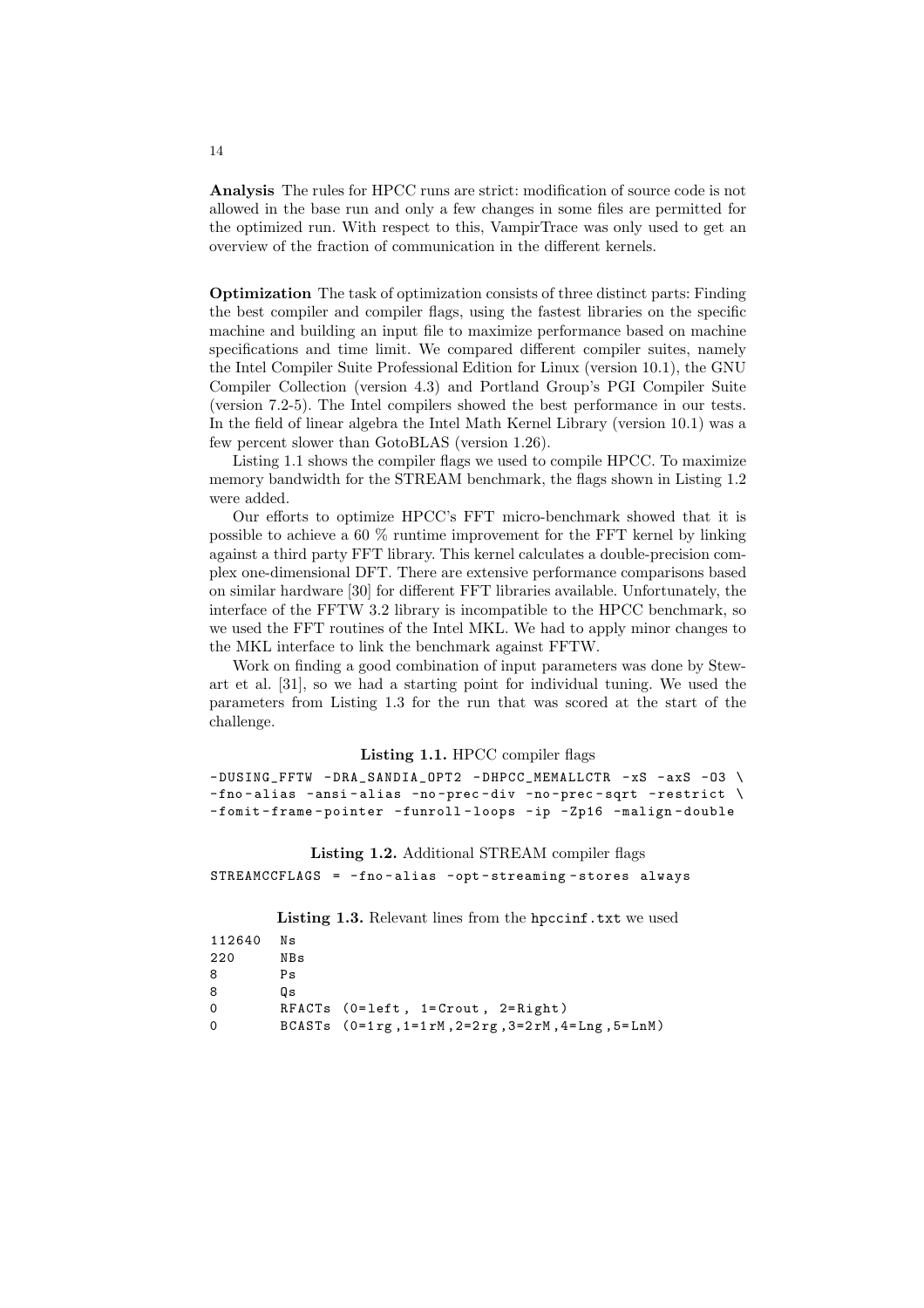**Analysis** The rules for HPCC runs are strict: modification of source code is not allowed in the base run and only a few changes in some files are permitted for the optimized run. With respect to this, VampirTrace was only used to get an overview of the fraction of communication in the different kernels.

**Optimization** The task of optimization consists of three distinct parts: Finding the best compiler and compiler flags, using the fastest libraries on the specific machine and building an input file to maximize performance based on machine specifications and time limit. We compared different compiler suites, namely the Intel Compiler Suite Professional Edition for Linux (version 10.1), the GNU Compiler Collection (version 4.3) and Portland Group's PGI Compiler Suite (version 7.2-5). The Intel compilers showed the best performance in our tests. In the field of linear algebra the Intel Math Kernel Library (version 10.1) was a few percent slower than GotoBLAS (version 1.26).

Listing 1.1 shows the compiler flags we used to compile HPCC. To maximize memory bandwidth for the STREAM benchmark, the flags shown in Listing 1.2 were added.

Our efforts to optimize HPCC's FFT micro-benchmark showed that it is possible to achieve a 60 % runtime improvement for the FFT kernel by linking against a third party FFT library. This kernel calculates a double-precision complex one-dimensional DFT. There are extensive performance comparisons based on similar hardware [30] for different FFT libraries available. Unfortunately, the interface of the FFTW 3.2 library is incompatible to the HPCC benchmark, so we used the FFT routines of the Intel MKL. We had to apply minor changes to the MKL interface to link the benchmark against FFTW.

Work on finding a good combination of input parameters was done by Stewart et al. [31], so we had a starting point for individual tuning. We used the parameters from Listing 1.3 for the run that was scored at the start of the challenge.

**Listing 1.1.** HPCC compiler flags

```
-DUSING_FFTW -DRA_SANDIA_OPT2 -DHPCC_MEMALLCTR -xS -axS -O3 \
-fno-alias -ansi-alias -no-prec-div -no-prec-sqrt -restrict \
-fomit-frame-pointer -funroll-loops -ip -Zp16 -malign-double
```

**Listing 1.2.** Additional STREAM compiler flags

```
STREAMCCFLAGS = -fno-alias -opt-streaming-stores always
```

**Listing 1.3.** Relevant lines from the `hpccinf.txt` we used

```
112640  Ns
220     NBs
8       Ps
8       Qs
0       RFACTs (0=left, 1=Crout, 2=Right)
0       BCASTs (0=1rg,1=1rM,2=2rg,3=2rM,4=Lng,5=LnM)
```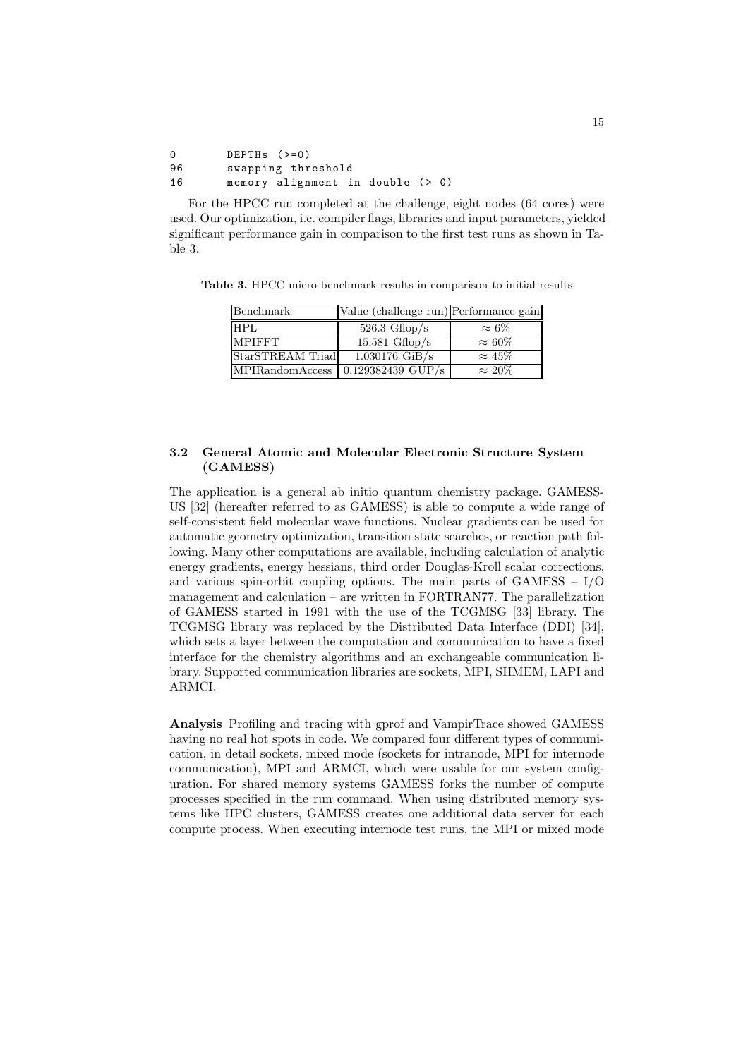```
0        DEPTHs (>=0)
96       swapping threshold
16       memory alignment in double (> 0)
```

For the HPCC run completed at the challenge, eight nodes (64 cores) were used. Our optimization, i.e. compiler flags, libraries and input parameters, yielded significant performance gain in comparison to the first test runs as shown in Table 3.

**Table 3.** HPCC micro-benchmark results in comparison to initial results

| Benchmark | Value (challenge run) | Performance gain |
|---|---|---|
| HPL | 526.3 Gflop/s | $\approx 6\%$ |
| MPIFFT | 15.581 Gflop/s | $\approx 60\%$ |
| StarSTREAM Triad | 1.030176 GiB/s | $\approx 45\%$ |
| MPIRandomAccess | 0.129382439 GUP/s | $\approx 20\%$ |

### 3.2 General Atomic and Molecular Electronic Structure System (GAMESS)

The application is a general ab initio quantum chemistry package. GAMESS-US [32] (hereafter referred to as GAMESS) is able to compute a wide range of self-consistent field molecular wave functions. Nuclear gradients can be used for automatic geometry optimization, transition state searches, or reaction path following. Many other computations are available, including calculation of analytic energy gradients, energy hessians, third order Douglas-Kroll scalar corrections, and various spin-orbit coupling options. The main parts of GAMESS – I/O management and calculation – are written in FORTRAN77. The parallelization of GAMESS started in 1991 with the use of the TCGMSG [33] library. The TCGMSG library was replaced by the Distributed Data Interface (DDI) [34], which sets a layer between the computation and communication to have a fixed interface for the chemistry algorithms and an exchangeable communication library. Supported communication libraries are sockets, MPI, SHMEM, LAPI and ARMCI.

**Analysis** Profiling and tracing with gprof and VampirTrace showed GAMESS having no real hot spots in code. We compared four different types of communication, in detail sockets, mixed mode (sockets for intranode, MPI for internode communication), MPI and ARMCI, which were usable for our system configuration. For shared memory systems GAMESS forks the number of compute processes specified in the run command. When using distributed memory systems like HPC clusters, GAMESS creates one additional data server for each compute process. When executing internode test runs, the MPI or mixed mode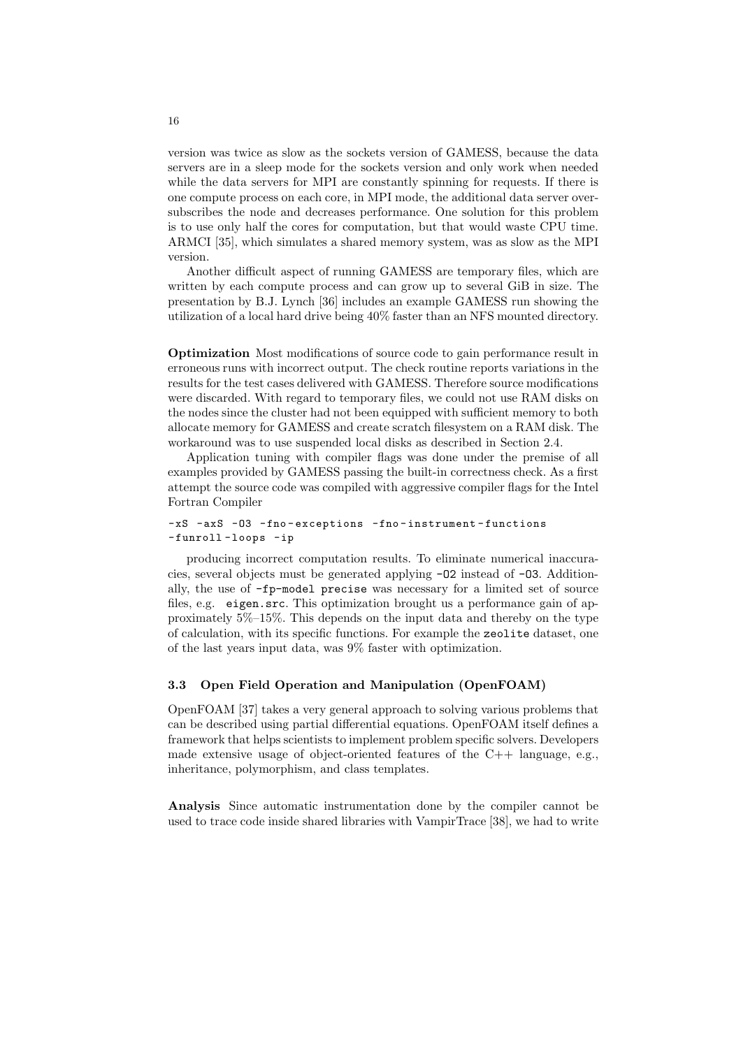version was twice as slow as the sockets version of GAMESS, because the data servers are in a sleep mode for the sockets version and only work when needed while the data servers for MPI are constantly spinning for requests. If there is one compute process on each core, in MPI mode, the additional data server oversubscribes the node and decreases performance. One solution for this problem is to use only half the cores for computation, but that would waste CPU time. ARMCI [35], which simulates a shared memory system, was as slow as the MPI version.

Another difficult aspect of running GAMESS are temporary files, which are written by each compute process and can grow up to several GiB in size. The presentation by B.J. Lynch [36] includes an example GAMESS run showing the utilization of a local hard drive being 40% faster than an NFS mounted directory.

**Optimization** Most modifications of source code to gain performance result in erroneous runs with incorrect output. The check routine reports variations in the results for the test cases delivered with GAMESS. Therefore source modifications were discarded. With regard to temporary files, we could not use RAM disks on the nodes since the cluster had not been equipped with sufficient memory to both allocate memory for GAMESS and create scratch filesystem on a RAM disk. The workaround was to use suspended local disks as described in Section 2.4.

Application tuning with compiler flags was done under the premise of all examples provided by GAMESS passing the built-in correctness check. As a first attempt the source code was compiled with aggressive compiler flags for the Intel Fortran Compiler

```
-xS -axS -O3 -fno-exceptions -fno-instrument-functions
-funroll-loops -ip
```

producing incorrect computation results. To eliminate numerical inaccuracies, several objects must be generated applying `-O2` instead of `-O3`. Additionally, the use of `-fp-model precise` was necessary for a limited set of source files, e.g. `eigen.src`. This optimization brought us a performance gain of approximately 5%–15%. This depends on the input data and thereby on the type of calculation, with its specific functions. For example the `zeolite` dataset, one of the last years input data, was 9% faster with optimization.

### 3.3 Open Field Operation and Manipulation (OpenFOAM)

OpenFOAM [37] takes a very general approach to solving various problems that can be described using partial differential equations. OpenFOAM itself defines a framework that helps scientists to implement problem specific solvers. Developers made extensive usage of object-oriented features of the C++ language, e.g., inheritance, polymorphism, and class templates.

**Analysis** Since automatic instrumentation done by the compiler cannot be used to trace code inside shared libraries with VampirTrace [38], we had to write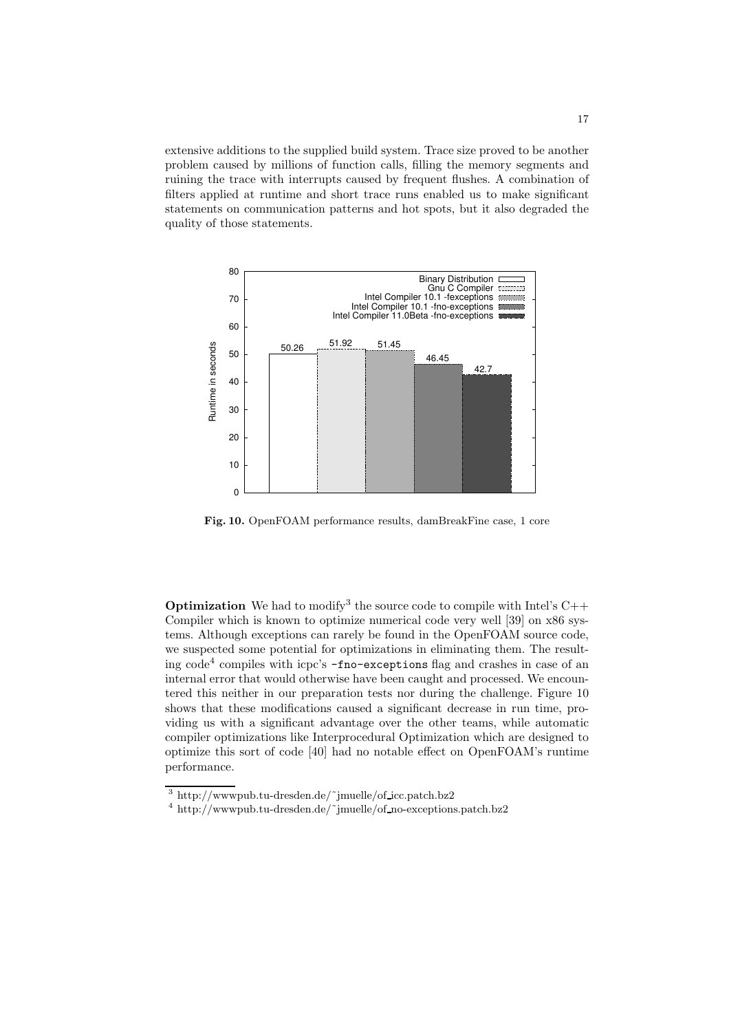extensive additions to the supplied build system. Trace size proved to be another problem caused by millions of function calls, filling the memory segments and ruining the trace with interrupts caused by frequent flushes. A combination of filters applied at runtime and short trace runs enabled us to make significant statements on communication patterns and hot spots, but it also degraded the quality of those statements.

**Fig. 10.** OpenFOAM performance results, damBreakFine case, 1 core

**Optimization** We had to modify[3] the source code to compile with Intel's C++ Compiler which is known to optimize numerical code very well [39] on x86 systems. Although exceptions can rarely be found in the OpenFOAM source code, we suspected some potential for optimizations in eliminating them. The resulting code[4] compiles with icpc's `-fno-exceptions` flag and crashes in case of an internal error that would otherwise have been caught and processed. We encountered this neither in our preparation tests nor during the challenge. Figure 10 shows that these modifications caused a significant decrease in run time, providing us with a significant advantage over the other teams, while automatic compiler optimizations like Interprocedural Optimization which are designed to optimize this sort of code [40] had no notable effect on OpenFOAM's runtime performance.

[3] http://wwwpub.tu-dresden.de/˜jmuelle/of_icc.patch.bz2

[4] http://wwwpub.tu-dresden.de/˜jmuelle/of_no-exceptions.patch.bz2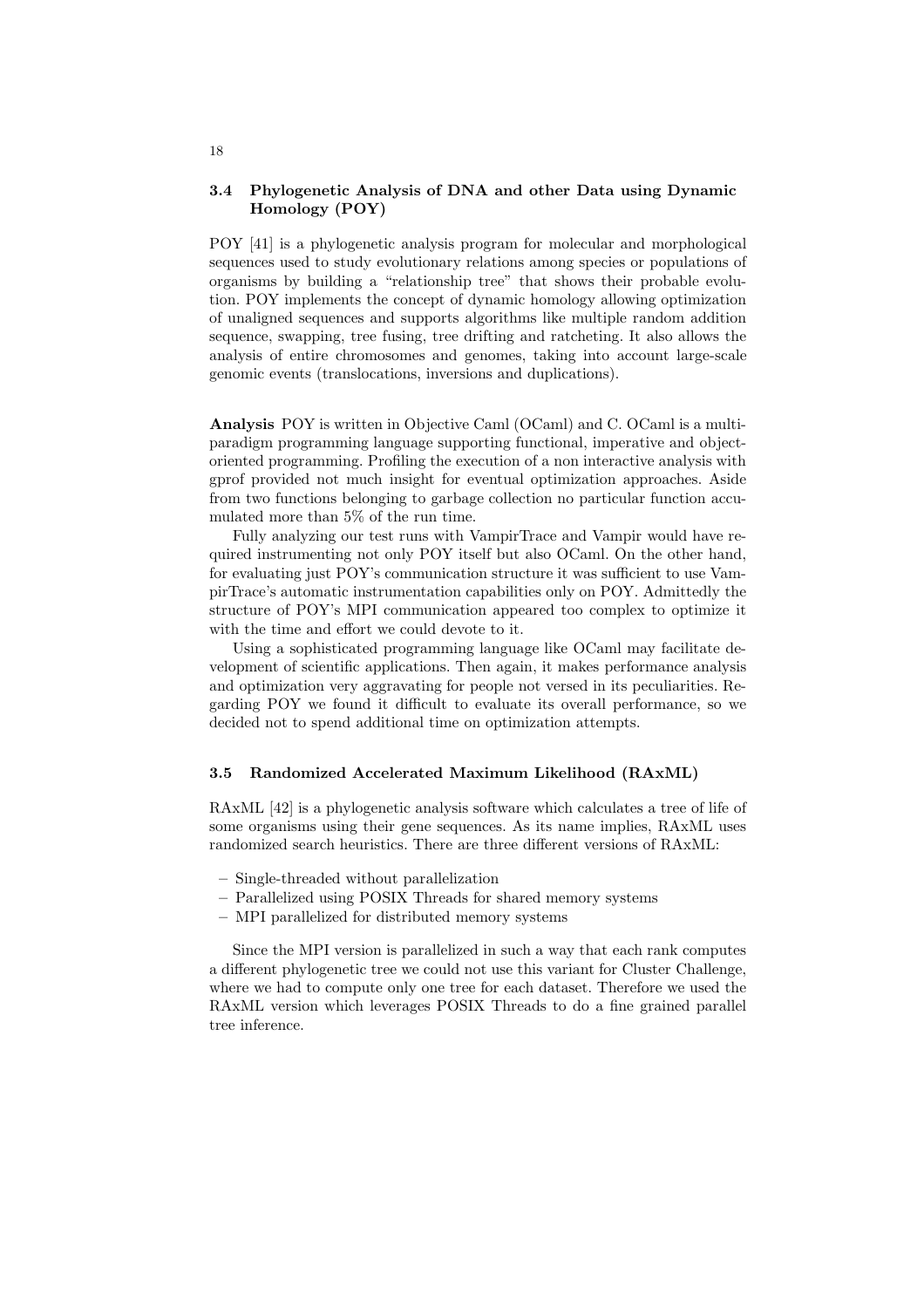### 3.4 Phylogenetic Analysis of DNA and other Data using Dynamic Homology (POY)

POY [41] is a phylogenetic analysis program for molecular and morphological sequences used to study evolutionary relations among species or populations of organisms by building a "relationship tree" that shows their probable evolution. POY implements the concept of dynamic homology allowing optimization of unaligned sequences and supports algorithms like multiple random addition sequence, swapping, tree fusing, tree drifting and ratcheting. It also allows the analysis of entire chromosomes and genomes, taking into account large-scale genomic events (translocations, inversions and duplications).

**Analysis** POY is written in Objective Caml (OCaml) and C. OCaml is a multi-paradigm programming language supporting functional, imperative and object-oriented programming. Profiling the execution of a non interactive analysis with gprof provided not much insight for eventual optimization approaches. Aside from two functions belonging to garbage collection no particular function accumulated more than 5% of the run time.

Fully analyzing our test runs with VampirTrace and Vampir would have required instrumenting not only POY itself but also OCaml. On the other hand, for evaluating just POY's communication structure it was sufficient to use VampirTrace's automatic instrumentation capabilities only on POY. Admittedly the structure of POY's MPI communication appeared too complex to optimize it with the time and effort we could devote to it.

Using a sophisticated programming language like OCaml may facilitate development of scientific applications. Then again, it makes performance analysis and optimization very aggravating for people not versed in its peculiarities. Regarding POY we found it difficult to evaluate its overall performance, so we decided not to spend additional time on optimization attempts.

### 3.5 Randomized Accelerated Maximum Likelihood (RAxML)

RAxML [42] is a phylogenetic analysis software which calculates a tree of life of some organisms using their gene sequences. As its name implies, RAxML uses randomized search heuristics. There are three different versions of RAxML:

- Single-threaded without parallelization
- Parallelized using POSIX Threads for shared memory systems
- MPI parallelized for distributed memory systems

Since the MPI version is parallelized in such a way that each rank computes a different phylogenetic tree we could not use this variant for Cluster Challenge, where we had to compute only one tree for each dataset. Therefore we used the RAxML version which leverages POSIX Threads to do a fine grained parallel tree inference.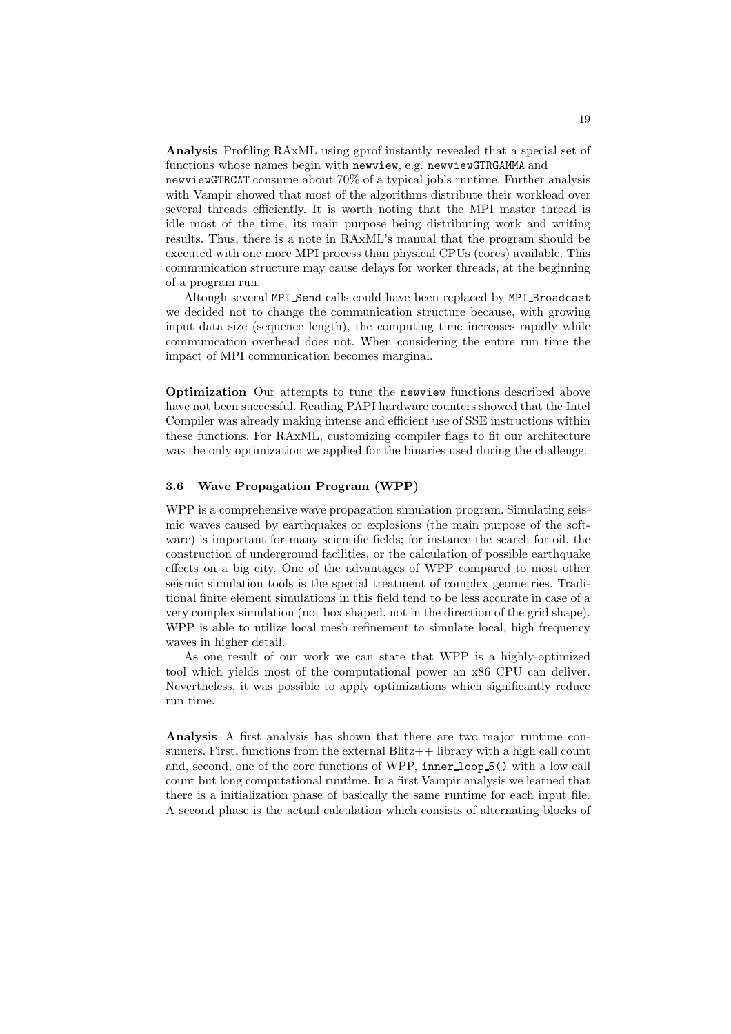**Analysis** Profiling RAxML using gprof instantly revealed that a special set of functions whose names begin with `newview`, e.g. `newviewGTRGAMMA` and `newviewGTRCAT` consume about 70% of a typical job's runtime. Further analysis with Vampir showed that most of the algorithms distribute their workload over several threads efficiently. It is worth noting that the MPI master thread is idle most of the time, its main purpose being distributing work and writing results. Thus, there is a note in RAxML's manual that the program should be executed with one more MPI process than physical CPUs (cores) available. This communication structure may cause delays for worker threads, at the beginning of a program run.

Altough several `MPI_Send` calls could have been replaced by `MPI_Broadcast` we decided not to change the communication structure because, with growing input data size (sequence length), the computing time increases rapidly while communication overhead does not. When considering the entire run time the impact of MPI communication becomes marginal.

**Optimization** Our attempts to tune the `newview` functions described above have not been successful. Reading PAPI hardware counters showed that the Intel Compiler was already making intense and efficient use of SSE instructions within these functions. For RAxML, customizing compiler flags to fit our architecture was the only optimization we applied for the binaries used during the challenge.

### 3.6 Wave Propagation Program (WPP)

WPP is a comprehensive wave propagation simulation program. Simulating seismic waves caused by earthquakes or explosions (the main purpose of the software) is important for many scientific fields; for instance the search for oil, the construction of underground facilities, or the calculation of possible earthquake effects on a big city. One of the advantages of WPP compared to most other seismic simulation tools is the special treatment of complex geometries. Traditional finite element simulations in this field tend to be less accurate in case of a very complex simulation (not box shaped, not in the direction of the grid shape). WPP is able to utilize local mesh refinement to simulate local, high frequency waves in higher detail.

As one result of our work we can state that WPP is a highly-optimized tool which yields most of the computational power an x86 CPU can deliver. Nevertheless, it was possible to apply optimizations which significantly reduce run time.

**Analysis** A first analysis has shown that there are two major runtime consumers. First, functions from the external Blitz++ library with a high call count and, second, one of the core functions of WPP, `inner_loop_5()` with a low call count but long computational runtime. In a first Vampir analysis we learned that there is a initialization phase of basically the same runtime for each input file. A second phase is the actual calculation which consists of alternating blocks of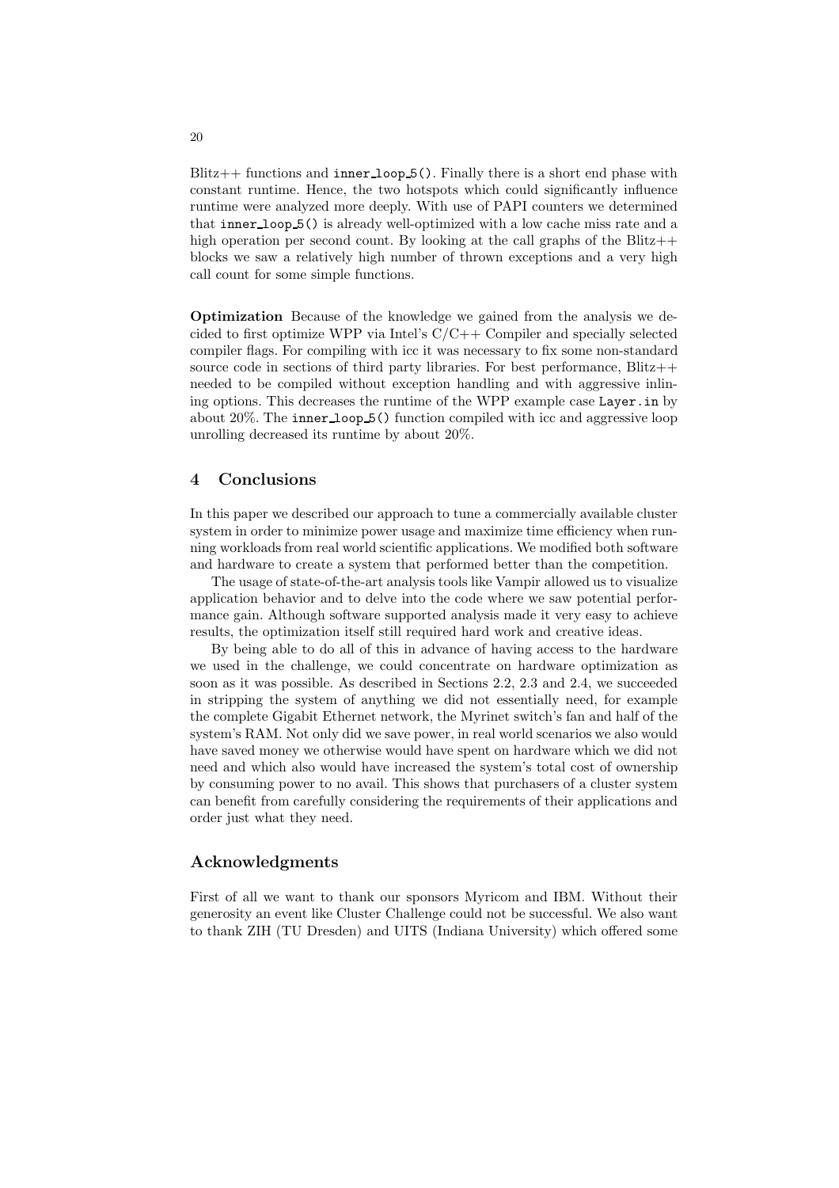Blitz++ functions and `inner_loop_5()`. Finally there is a short end phase with constant runtime. Hence, the two hotspots which could significantly influence runtime were analyzed more deeply. With use of PAPI counters we determined that `inner_loop_5()` is already well-optimized with a low cache miss rate and a high operation per second count. By looking at the call graphs of the Blitz++ blocks we saw a relatively high number of thrown exceptions and a very high call count for some simple functions.

**Optimization** Because of the knowledge we gained from the analysis we decided to first optimize WPP via Intel's C/C++ Compiler and specially selected compiler flags. For compiling with icc it was necessary to fix some non-standard source code in sections of third party libraries. For best performance, Blitz++ needed to be compiled without exception handling and with aggressive inlining options. This decreases the runtime of the WPP example case `Layer.in` by about 20%. The `inner_loop_5()` function compiled with icc and aggressive loop unrolling decreased its runtime by about 20%.

## 4 Conclusions

In this paper we described our approach to tune a commercially available cluster system in order to minimize power usage and maximize time efficiency when running workloads from real world scientific applications. We modified both software and hardware to create a system that performed better than the competition.

The usage of state-of-the-art analysis tools like Vampir allowed us to visualize application behavior and to delve into the code where we saw potential performance gain. Although software supported analysis made it very easy to achieve results, the optimization itself still required hard work and creative ideas.

By being able to do all of this in advance of having access to the hardware we used in the challenge, we could concentrate on hardware optimization as soon as it was possible. As described in Sections 2.2, 2.3 and 2.4, we succeeded in stripping the system of anything we did not essentially need, for example the complete Gigabit Ethernet network, the Myrinet switch's fan and half of the system's RAM. Not only did we save power, in real world scenarios we also would have saved money we otherwise would have spent on hardware which we did not need and which also would have increased the system's total cost of ownership by consuming power to no avail. This shows that purchasers of a cluster system can benefit from carefully considering the requirements of their applications and order just what they need.

## Acknowledgments

First of all we want to thank our sponsors Myricom and IBM. Without their generosity an event like Cluster Challenge could not be successful. We also want to thank ZIH (TU Dresden) and UITS (Indiana University) which offered some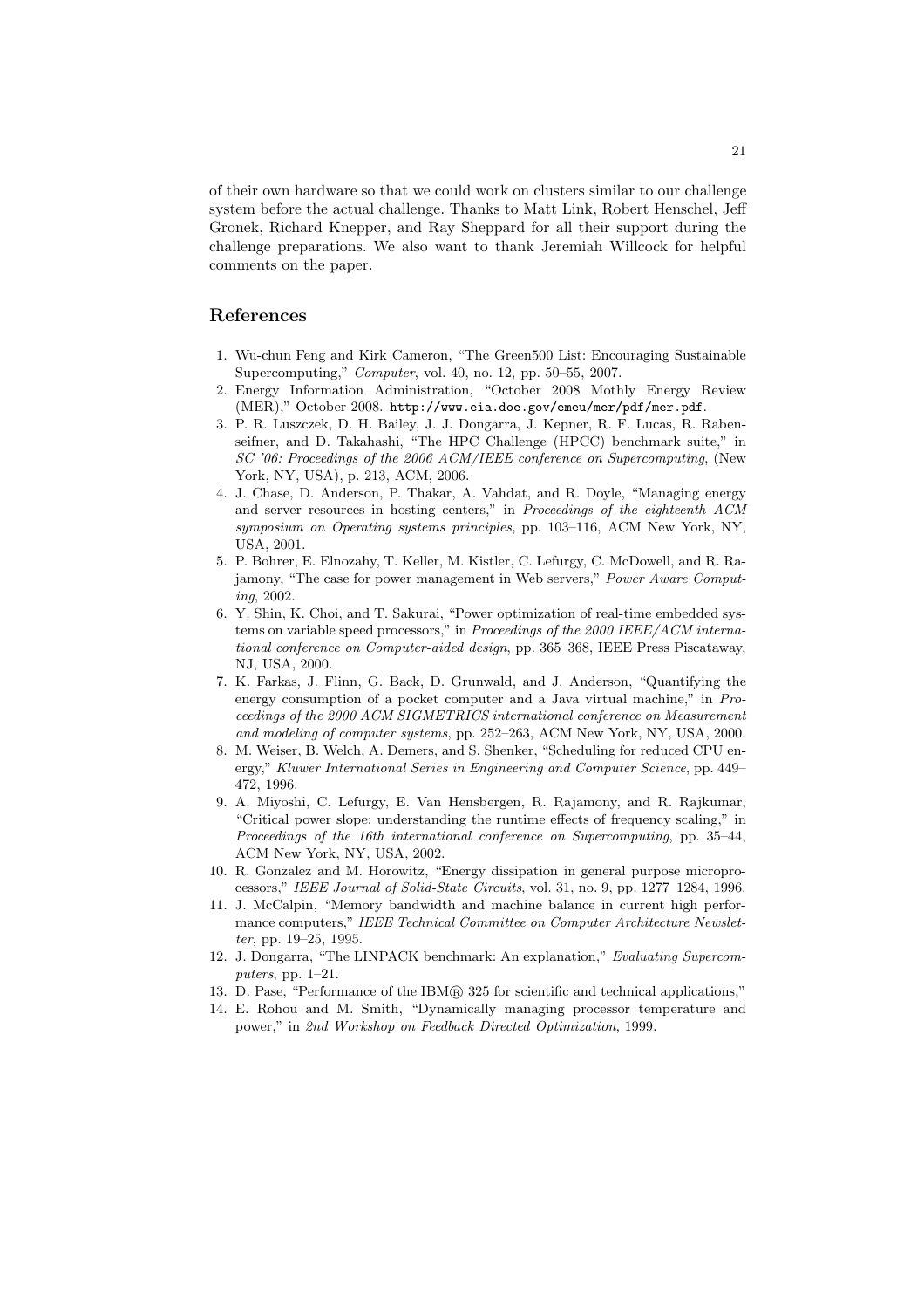of their own hardware so that we could work on clusters similar to our challenge system before the actual challenge. Thanks to Matt Link, Robert Henschel, Jeff Gronek, Richard Knepper, and Ray Sheppard for all their support during the challenge preparations. We also want to thank Jeremiah Willcock for helpful comments on the paper.

## References

1. Wu-chun Feng and Kirk Cameron, "The Green500 List: Encouraging Sustainable Supercomputing," *Computer*, vol. 40, no. 12, pp. 50–55, 2007.
2. Energy Information Administration, "October 2008 Mothly Energy Review (MER)," October 2008. `http://www.eia.doe.gov/emeu/mer/pdf/mer.pdf`.
3. P. R. Luszczek, D. H. Bailey, J. J. Dongarra, J. Kepner, R. F. Lucas, R. Rabenseifner, and D. Takahashi, "The HPC Challenge (HPCC) benchmark suite," in *SC '06: Proceedings of the 2006 ACM/IEEE conference on Supercomputing*, (New York, NY, USA), p. 213, ACM, 2006.
4. J. Chase, D. Anderson, P. Thakar, A. Vahdat, and R. Doyle, "Managing energy and server resources in hosting centers," in *Proceedings of the eighteenth ACM symposium on Operating systems principles*, pp. 103–116, ACM New York, NY, USA, 2001.
5. P. Bohrer, E. Elnozahy, T. Keller, M. Kistler, C. Lefurgy, C. McDowell, and R. Rajamony, "The case for power management in Web servers," *Power Aware Computing*, 2002.
6. Y. Shin, K. Choi, and T. Sakurai, "Power optimization of real-time embedded systems on variable speed processors," in *Proceedings of the 2000 IEEE/ACM international conference on Computer-aided design*, pp. 365–368, IEEE Press Piscataway, NJ, USA, 2000.
7. K. Farkas, J. Flinn, G. Back, D. Grunwald, and J. Anderson, "Quantifying the energy consumption of a pocket computer and a Java virtual machine," in *Proceedings of the 2000 ACM SIGMETRICS international conference on Measurement and modeling of computer systems*, pp. 252–263, ACM New York, NY, USA, 2000.
8. M. Weiser, B. Welch, A. Demers, and S. Shenker, "Scheduling for reduced CPU energy," *Kluwer International Series in Engineering and Computer Science*, pp. 449–472, 1996.
9. A. Miyoshi, C. Lefurgy, E. Van Hensbergen, R. Rajamony, and R. Rajkumar, "Critical power slope: understanding the runtime effects of frequency scaling," in *Proceedings of the 16th international conference on Supercomputing*, pp. 35–44, ACM New York, NY, USA, 2002.
10. R. Gonzalez and M. Horowitz, "Energy dissipation in general purpose microprocessors," *IEEE Journal of Solid-State Circuits*, vol. 31, no. 9, pp. 1277–1284, 1996.
11. J. McCalpin, "Memory bandwidth and machine balance in current high performance computers," *IEEE Technical Committee on Computer Architecture Newsletter*, pp. 19–25, 1995.
12. J. Dongarra, "The LINPACK benchmark: An explanation," *Evaluating Supercomputers*, pp. 1–21.
13. D. Pase, "Performance of the IBM® 325 for scientific and technical applications,"
14. E. Rohou and M. Smith, "Dynamically managing processor temperature and power," in *2nd Workshop on Feedback Directed Optimization*, 1999.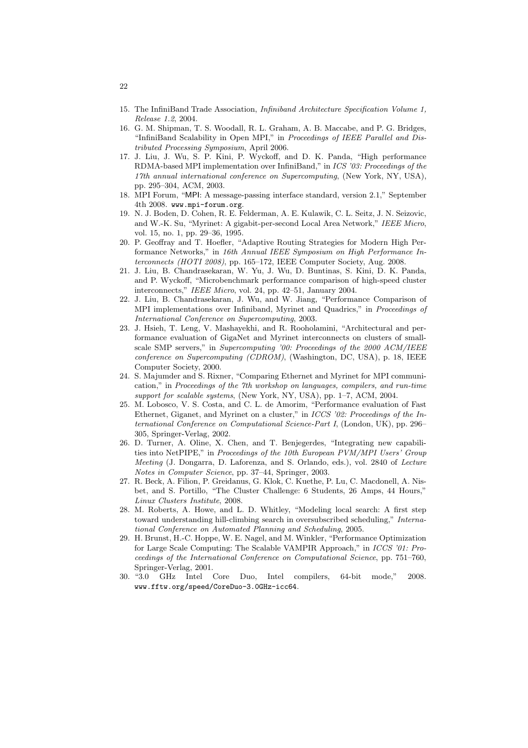15. The InfiniBand Trade Association, *Infiniband Architecture Specification Volume 1, Release 1.2*, 2004.
16. G. M. Shipman, T. S. Woodall, R. L. Graham, A. B. Maccabe, and P. G. Bridges, "InfiniBand Scalability in Open MPI," in *Proceedings of IEEE Parallel and Distributed Processing Symposium*, April 2006.
17. J. Liu, J. Wu, S. P. Kini, P. Wyckoff, and D. K. Panda, "High performance RDMA-based MPI implementation over InfiniBand," in *ICS '03: Proceedings of the 17th annual international conference on Supercomputing*, (New York, NY, USA), pp. 295–304, ACM, 2003.
18. MPI Forum, "MPI: A message-passing interface standard, version 2.1," September 4th 2008. `www.mpi-forum.org`.
19. N. J. Boden, D. Cohen, R. E. Felderman, A. E. Kulawik, C. L. Seitz, J. N. Seizovic, and W.-K. Su, "Myrinet: A gigabit-per-second Local Area Network," *IEEE Micro*, vol. 15, no. 1, pp. 29–36, 1995.
20. P. Geoffray and T. Hoefler, "Adaptive Routing Strategies for Modern High Performance Networks," in *16th Annual IEEE Symposium on High Performance Interconnects (HOTI 2008)*, pp. 165–172, IEEE Computer Society, Aug. 2008.
21. J. Liu, B. Chandrasekaran, W. Yu, J. Wu, D. Buntinas, S. Kini, D. K. Panda, and P. Wyckoff, "Microbenchmark performance comparison of high-speed cluster interconnects," *IEEE Micro*, vol. 24, pp. 42–51, January 2004.
22. J. Liu, B. Chandrasekaran, J. Wu, and W. Jiang, "Performance Comparison of MPI implementations over Infiniband, Myrinet and Quadrics," in *Proceedings of International Conference on Supercomputing*, 2003.
23. J. Hsieh, T. Leng, V. Mashayekhi, and R. Rooholamini, "Architectural and performance evaluation of GigaNet and Myrinet interconnects on clusters of small-scale SMP servers," in *Supercomputing '00: Proceedings of the 2000 ACM/IEEE conference on Supercomputing (CDROM)*, (Washington, DC, USA), p. 18, IEEE Computer Society, 2000.
24. S. Majumder and S. Rixner, "Comparing Ethernet and Myrinet for MPI communication," in *Proceedings of the 7th workshop on languages, compilers, and run-time support for scalable systems*, (New York, NY, USA), pp. 1–7, ACM, 2004.
25. M. Lobosco, V. S. Costa, and C. L. de Amorim, "Performance evaluation of Fast Ethernet, Giganet, and Myrinet on a cluster," in *ICCS '02: Proceedings of the International Conference on Computational Science-Part I*, (London, UK), pp. 296–305, Springer-Verlag, 2002.
26. D. Turner, A. Oline, X. Chen, and T. Benjegerdes, "Integrating new capabilities into NetPIPE," in *Proceedings of the 10th European PVM/MPI Users' Group Meeting* (J. Dongarra, D. Laforenza, and S. Orlando, eds.), vol. 2840 of *Lecture Notes in Computer Science*, pp. 37–44, Springer, 2003.
27. R. Beck, A. Filion, P. Greidanus, G. Klok, C. Kuethe, P. Lu, C. Macdonell, A. Nisbet, and S. Portillo, "The Cluster Challenge: 6 Students, 26 Amps, 44 Hours," *Linux Clusters Institute*, 2008.
28. M. Roberts, A. Howe, and L. D. Whitley, "Modeling local search: A first step toward understanding hill-climbing search in oversubscribed scheduling," *International Conference on Automated Planning and Scheduling*, 2005.
29. H. Brunst, H.-C. Hoppe, W. E. Nagel, and M. Winkler, "Performance Optimization for Large Scale Computing: The Scalable VAMPIR Approach," in *ICCS '01: Proceedings of the International Conference on Computational Science*, pp. 751–760, Springer-Verlag, 2001.
30. "3.0 GHz Intel Core Duo, Intel compilers, 64-bit mode," 2008. `www.fftw.org/speed/CoreDuo-3.0GHz-icc64`.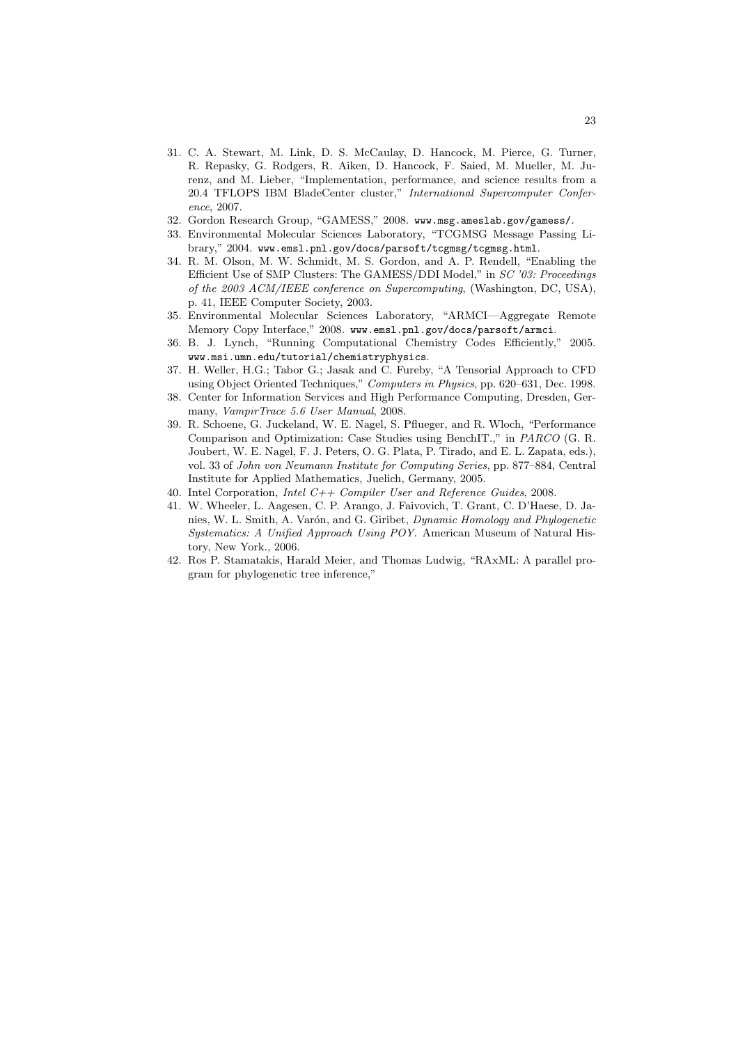31. C. A. Stewart, M. Link, D. S. McCaulay, D. Hancock, M. Pierce, G. Turner, R. Repasky, G. Rodgers, R. Aiken, D. Hancock, F. Saied, M. Mueller, M. Jurenz, and M. Lieber, "Implementation, performance, and science results from a 20.4 TFLOPS IBM BladeCenter cluster," *International Supercomputer Conference*, 2007.
32. Gordon Research Group, "GAMESS," 2008. `www.msg.ameslab.gov/gamess/`.
33. Environmental Molecular Sciences Laboratory, "TCGMSG Message Passing Library," 2004. `www.emsl.pnl.gov/docs/parsoft/tcgmsg/tcgmsg.html`.
34. R. M. Olson, M. W. Schmidt, M. S. Gordon, and A. P. Rendell, "Enabling the Efficient Use of SMP Clusters: The GAMESS/DDI Model," in *SC '03: Proceedings of the 2003 ACM/IEEE conference on Supercomputing*, (Washington, DC, USA), p. 41, IEEE Computer Society, 2003.
35. Environmental Molecular Sciences Laboratory, "ARMCI—Aggregate Remote Memory Copy Interface," 2008. `www.emsl.pnl.gov/docs/parsoft/armci`.
36. B. J. Lynch, "Running Computational Chemistry Codes Efficiently," 2005. `www.msi.umn.edu/tutorial/chemistryphysics`.
37. H. Weller, H.G.; Tabor G.; Jasak and C. Fureby, "A Tensorial Approach to CFD using Object Oriented Techniques," *Computers in Physics*, pp. 620–631, Dec. 1998.
38. Center for Information Services and High Performance Computing, Dresden, Germany, *VampirTrace 5.6 User Manual*, 2008.
39. R. Schoene, G. Juckeland, W. E. Nagel, S. Pflueger, and R. Wloch, "Performance Comparison and Optimization: Case Studies using BenchIT.," in *PARCO* (G. R. Joubert, W. E. Nagel, F. J. Peters, O. G. Plata, P. Tirado, and E. L. Zapata, eds.), vol. 33 of *John von Neumann Institute for Computing Series*, pp. 877–884, Central Institute for Applied Mathematics, Juelich, Germany, 2005.
40. Intel Corporation, *Intel C++ Compiler User and Reference Guides*, 2008.
41. W. Wheeler, L. Aagesen, C. P. Arango, J. Faivovich, T. Grant, C. D'Haese, D. Janies, W. L. Smith, A. Varón, and G. Giribet, *Dynamic Homology and Phylogenetic Systematics: A Unified Approach Using POY*. American Museum of Natural History, New York., 2006.
42. Ros P. Stamatakis, Harald Meier, and Thomas Ludwig, "RAxML: A parallel program for phylogenetic tree inference,"